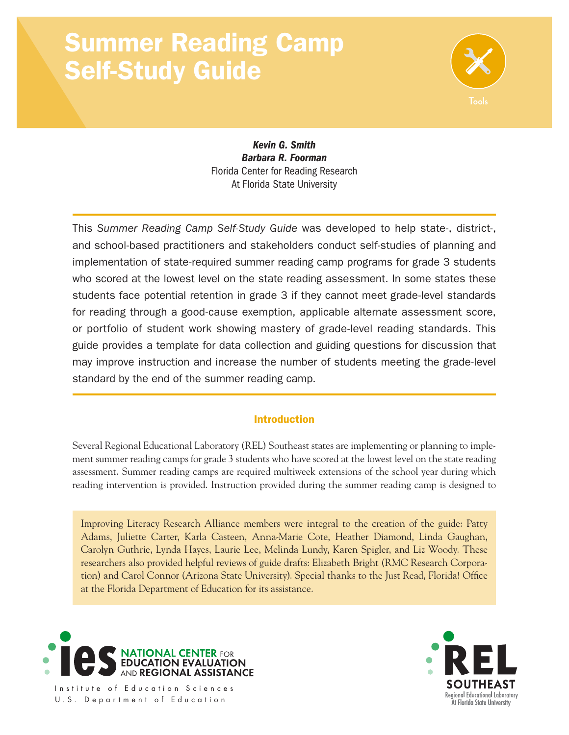# Summer Reading Camp Self-Study Guide

Tools

***Kevin G. Smith***
***Barbara R. Foorman***
Florida Center for Reading Research
At Florida State University

This *Summer Reading Camp Self-Study Guide* was developed to help state-, district-, and school-based practitioners and stakeholders conduct self-studies of planning and implementation of state-required summer reading camp programs for grade 3 students who scored at the lowest level on the state reading assessment. In some states these students face potential retention in grade 3 if they cannot meet grade-level standards for reading through a good-cause exemption, applicable alternate assessment score, or portfolio of student work showing mastery of grade-level reading standards. This guide provides a template for data collection and guiding questions for discussion that may improve instruction and increase the number of students meeting the grade-level standard by the end of the summer reading camp.

## Introduction

Several Regional Educational Laboratory (REL) Southeast states are implementing or planning to implement summer reading camps for grade 3 students who have scored at the lowest level on the state reading assessment. Summer reading camps are required multiweek extensions of the school year during which reading intervention is provided. Instruction provided during the summer reading camp is designed to

Improving Literacy Research Alliance members were integral to the creation of the guide: Patty Adams, Juliette Carter, Karla Casteen, Anna-Marie Cote, Heather Diamond, Linda Gaughan, Carolyn Guthrie, Lynda Hayes, Laurie Lee, Melinda Lundy, Karen Spigler, and Liz Woody. These researchers also provided helpful reviews of guide drafts: Elizabeth Bright (RMC Research Corporation) and Carol Connor (Arizona State University). Special thanks to the Just Read, Florida! Office at the Florida Department of Education for its assistance.

ies NATIONAL CENTER FOR EDUCATION EVALUATION AND REGIONAL ASSISTANCE
Institute of Education Sciences
U.S. Department of Education

REL SOUTHEAST
Regional Educational Laboratory
At Florida State University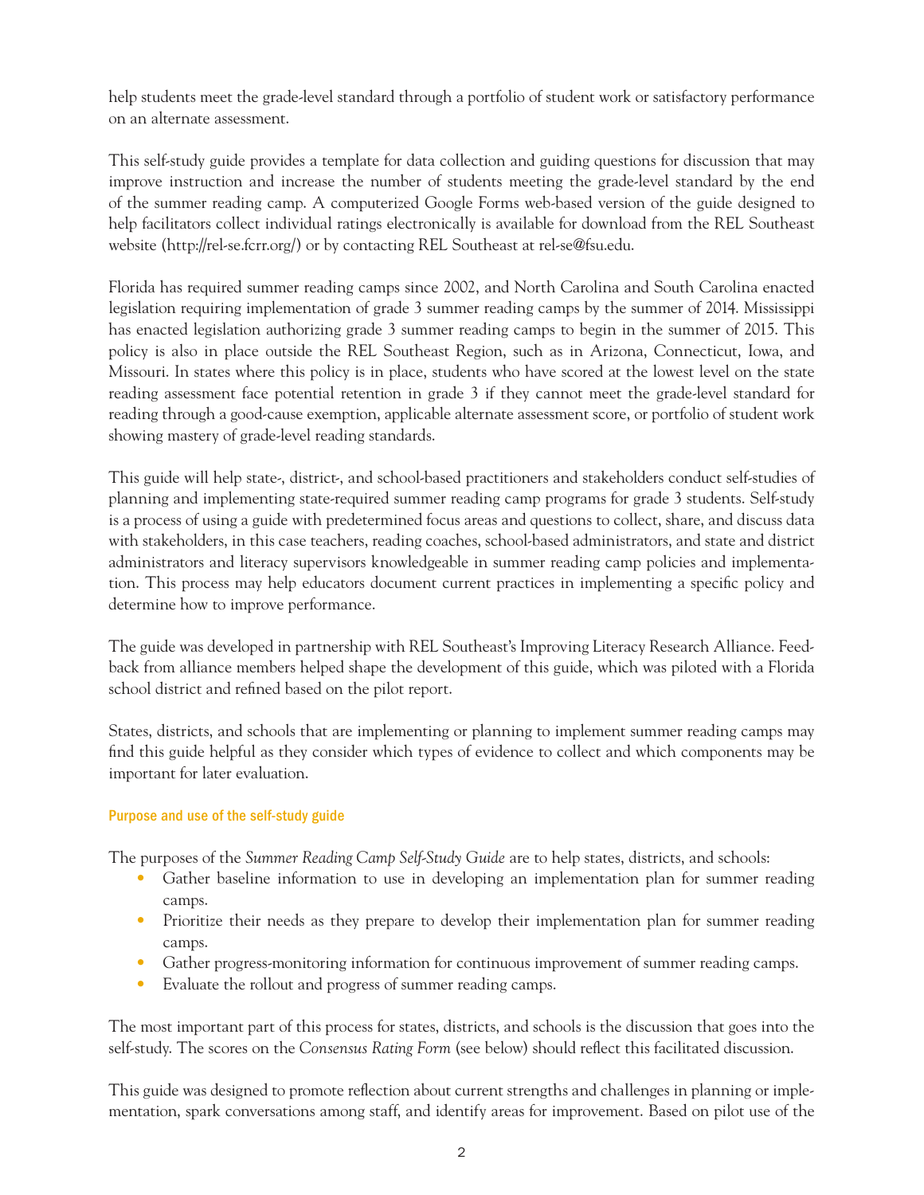help students meet the grade-level standard through a portfolio of student work or satisfactory performance on an alternate assessment.

This self-study guide provides a template for data collection and guiding questions for discussion that may improve instruction and increase the number of students meeting the grade-level standard by the end of the summer reading camp. A computerized Google Forms web-based version of the guide designed to help facilitators collect individual ratings electronically is available for download from the REL Southeast website (http://rel-se.fcrr.org/) or by contacting REL Southeast at rel-se@fsu.edu.

Florida has required summer reading camps since 2002, and North Carolina and South Carolina enacted legislation requiring implementation of grade 3 summer reading camps by the summer of 2014. Mississippi has enacted legislation authorizing grade 3 summer reading camps to begin in the summer of 2015. This policy is also in place outside the REL Southeast Region, such as in Arizona, Connecticut, Iowa, and Missouri. In states where this policy is in place, students who have scored at the lowest level on the state reading assessment face potential retention in grade 3 if they cannot meet the grade-level standard for reading through a good-cause exemption, applicable alternate assessment score, or portfolio of student work showing mastery of grade-level reading standards.

This guide will help state-, district-, and school-based practitioners and stakeholders conduct self-studies of planning and implementing state-required summer reading camp programs for grade 3 students. Self-study is a process of using a guide with predetermined focus areas and questions to collect, share, and discuss data with stakeholders, in this case teachers, reading coaches, school-based administrators, and state and district administrators and literacy supervisors knowledgeable in summer reading camp policies and implementation. This process may help educators document current practices in implementing a specific policy and determine how to improve performance.

The guide was developed in partnership with REL Southeast's Improving Literacy Research Alliance. Feedback from alliance members helped shape the development of this guide, which was piloted with a Florida school district and refined based on the pilot report.

States, districts, and schools that are implementing or planning to implement summer reading camps may find this guide helpful as they consider which types of evidence to collect and which components may be important for later evaluation.

### Purpose and use of the self-study guide

The purposes of the *Summer Reading Camp Self-Study Guide* are to help states, districts, and schools:

- Gather baseline information to use in developing an implementation plan for summer reading camps.
- Prioritize their needs as they prepare to develop their implementation plan for summer reading camps.
- Gather progress-monitoring information for continuous improvement of summer reading camps.
- Evaluate the rollout and progress of summer reading camps.

The most important part of this process for states, districts, and schools is the discussion that goes into the self-study. The scores on the *Consensus Rating Form* (see below) should reflect this facilitated discussion.

This guide was designed to promote reflection about current strengths and challenges in planning or implementation, spark conversations among staff, and identify areas for improvement. Based on pilot use of the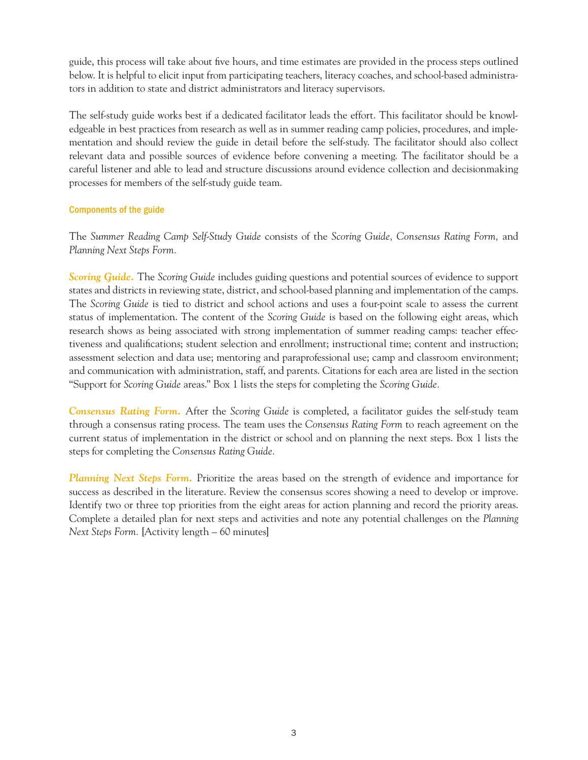guide, this process will take about five hours, and time estimates are provided in the process steps outlined below. It is helpful to elicit input from participating teachers, literacy coaches, and school-based administrators in addition to state and district administrators and literacy supervisors.

The self-study guide works best if a dedicated facilitator leads the effort. This facilitator should be knowledgeable in best practices from research as well as in summer reading camp policies, procedures, and implementation and should review the guide in detail before the self-study. The facilitator should also collect relevant data and possible sources of evidence before convening a meeting. The facilitator should be a careful listener and able to lead and structure discussions around evidence collection and decisionmaking processes for members of the self-study guide team.

### Components of the guide

The *Summer Reading Camp Self-Study Guide* consists of the *Scoring Guide, Consensus Rating Form,* and *Planning Next Steps Form.*

***Scoring Guide.*** The *Scoring Guide* includes guiding questions and potential sources of evidence to support states and districts in reviewing state, district, and school-based planning and implementation of the camps. The *Scoring Guide* is tied to district and school actions and uses a four-point scale to assess the current status of implementation. The content of the *Scoring Guide* is based on the following eight areas, which research shows as being associated with strong implementation of summer reading camps: teacher effectiveness and qualifications; student selection and enrollment; instructional time; content and instruction; assessment selection and data use; mentoring and paraprofessional use; camp and classroom environment; and communication with administration, staff, and parents. Citations for each area are listed in the section "Support for *Scoring Guide* areas." Box 1 lists the steps for completing the *Scoring Guide.*

***Consensus Rating Form.*** After the *Scoring Guide* is completed, a facilitator guides the self-study team through a consensus rating process. The team uses the *Consensus Rating Form* to reach agreement on the current status of implementation in the district or school and on planning the next steps. Box 1 lists the steps for completing the *Consensus Rating Guide.*

***Planning Next Steps Form.*** Prioritize the areas based on the strength of evidence and importance for success as described in the literature. Review the consensus scores showing a need to develop or improve. Identify two or three top priorities from the eight areas for action planning and record the priority areas. Complete a detailed plan for next steps and activities and note any potential challenges on the *Planning Next Steps Form.* [Activity length – 60 minutes]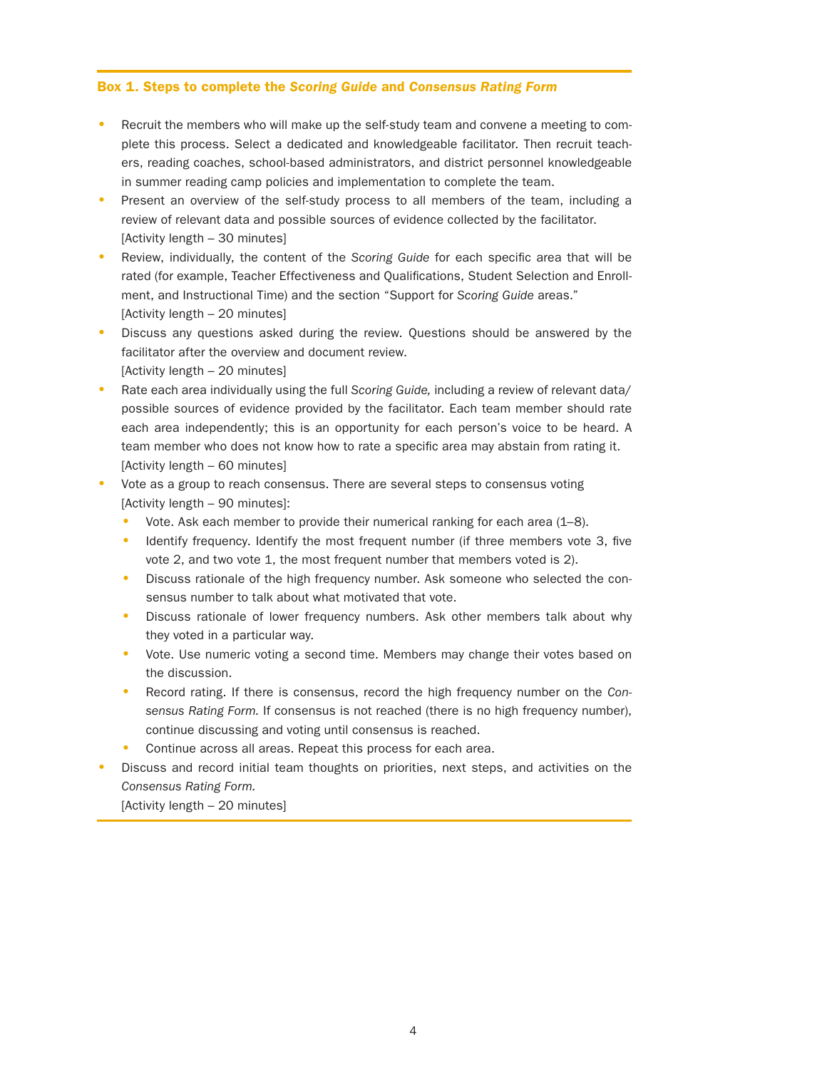### Box 1. Steps to complete the *Scoring Guide* and *Consensus Rating Form*

- Recruit the members who will make up the self-study team and convene a meeting to complete this process. Select a dedicated and knowledgeable facilitator. Then recruit teachers, reading coaches, school-based administrators, and district personnel knowledgeable in summer reading camp policies and implementation to complete the team.
- Present an overview of the self-study process to all members of the team, including a review of relevant data and possible sources of evidence collected by the facilitator.
  [Activity length – 30 minutes]
- Review, individually, the content of the *Scoring Guide* for each specific area that will be rated (for example, Teacher Effectiveness and Qualifications, Student Selection and Enrollment, and Instructional Time) and the section "Support for *Scoring Guide* areas."
  [Activity length – 20 minutes]
- Discuss any questions asked during the review. Questions should be answered by the facilitator after the overview and document review.
  [Activity length – 20 minutes]
- Rate each area individually using the full *Scoring Guide,* including a review of relevant data/possible sources of evidence provided by the facilitator. Each team member should rate each area independently; this is an opportunity for each person's voice to be heard. A team member who does not know how to rate a specific area may abstain from rating it.
  [Activity length – 60 minutes]
- Vote as a group to reach consensus. There are several steps to consensus voting [Activity length – 90 minutes]:
  - Vote. Ask each member to provide their numerical ranking for each area (1–8).
  - Identify frequency. Identify the most frequent number (if three members vote 3, five vote 2, and two vote 1, the most frequent number that members voted is 2).
  - Discuss rationale of the high frequency number. Ask someone who selected the consensus number to talk about what motivated that vote.
  - Discuss rationale of lower frequency numbers. Ask other members talk about why they voted in a particular way.
  - Vote. Use numeric voting a second time. Members may change their votes based on the discussion.
  - Record rating. If there is consensus, record the high frequency number on the *Consensus Rating Form.* If consensus is not reached (there is no high frequency number), continue discussing and voting until consensus is reached.
  - Continue across all areas. Repeat this process for each area.
- Discuss and record initial team thoughts on priorities, next steps, and activities on the *Consensus Rating Form.*
  [Activity length – 20 minutes]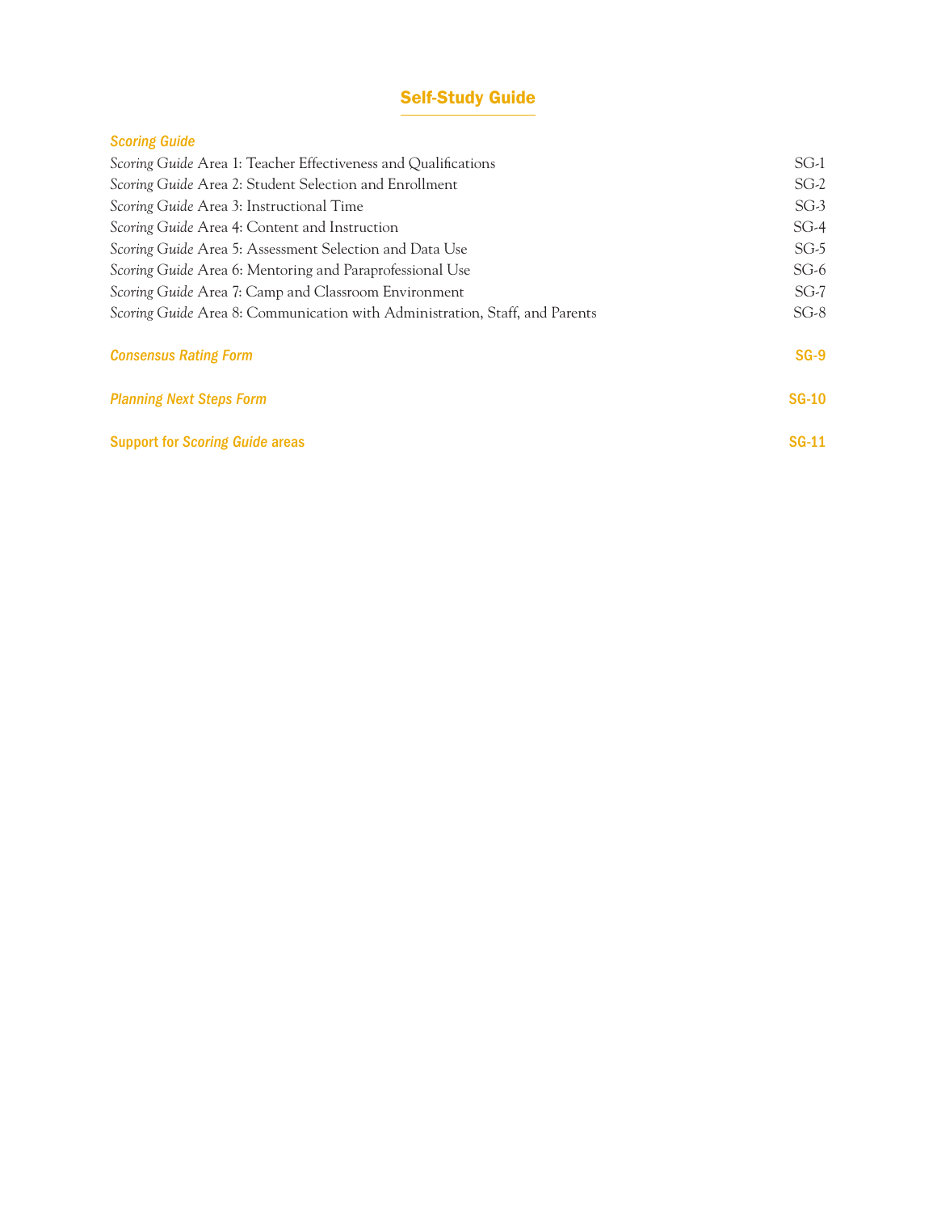# Self-Study Guide

| | |
|---|---|
| ***Scoring Guide*** | |
| *Scoring Guide* Area 1: Teacher Effectiveness and Qualifications | SG-1 |
| *Scoring Guide* Area 2: Student Selection and Enrollment | SG-2 |
| *Scoring Guide* Area 3: Instructional Time | SG-3 |
| *Scoring Guide* Area 4: Content and Instruction | SG-4 |
| *Scoring Guide* Area 5: Assessment Selection and Data Use | SG-5 |
| *Scoring Guide* Area 6: Mentoring and Paraprofessional Use | SG-6 |
| *Scoring Guide* Area 7: Camp and Classroom Environment | SG-7 |
| *Scoring Guide* Area 8: Communication with Administration, Staff, and Parents | SG-8 |
| ***Consensus Rating Form*** | **SG-9** |
| ***Planning Next Steps Form*** | **SG-10** |
| **Support for *Scoring Guide* areas** | **SG-11** |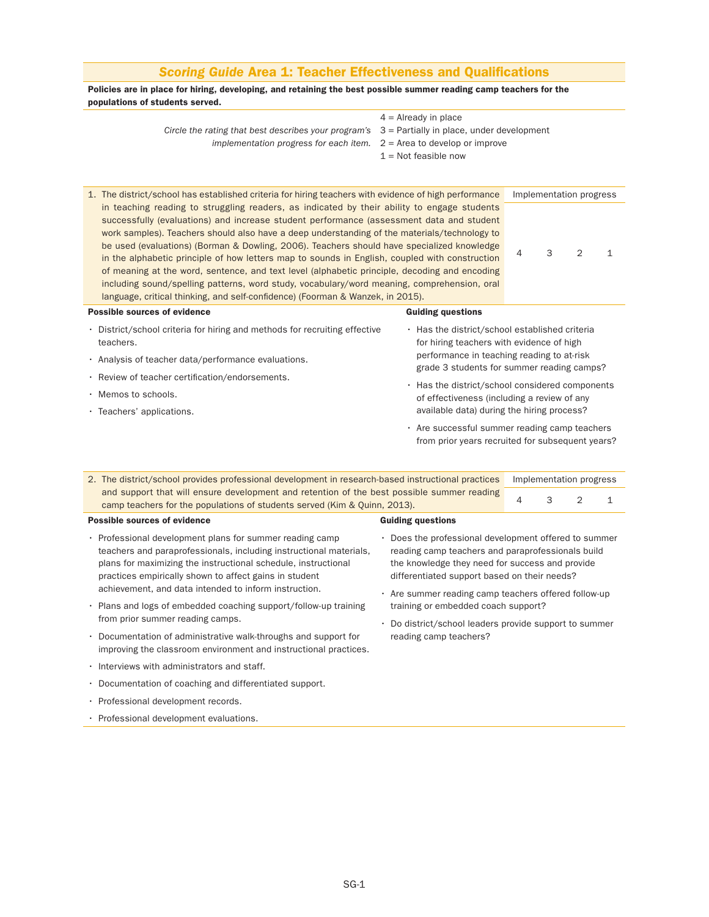## *Scoring Guide* Area 1: Teacher Effectiveness and Qualifications

**Policies are in place for hiring, developing, and retaining the best possible summer reading camp teachers for the populations of students served.**

*Circle the rating that best describes your program's implementation progress for each item.*

- 4 = Already in place
- 3 = Partially in place, under development
- 2 = Area to develop or improve
- 1 = Not feasible now

| Item | Implementation progress | | | |
|---|---|---|---|---|
| 1. The district/school has established criteria for hiring teachers with evidence of high performance in teaching reading to struggling readers, as indicated by their ability to engage students successfully (evaluations) and increase student performance (assessment data and student work samples). Teachers should also have a deep understanding of the materials/technology to be used (evaluations) (Borman & Dowling, 2006). Teachers should have specialized knowledge in the alphabetic principle of how letters map to sounds in English, coupled with construction of meaning at the word, sentence, and text level (alphabetic principle, decoding and encoding including sound/spelling patterns, word study, vocabulary/word meaning, comprehension, oral language, critical thinking, and self-confidence) (Foorman & Wanzek, in 2015). | 4 | 3 | 2 | 1 |

**Possible sources of evidence**

- District/school criteria for hiring and methods for recruiting effective teachers.
- Analysis of teacher data/performance evaluations.
- Review of teacher certification/endorsements.
- Memos to schools.
- Teachers' applications.

**Guiding questions**

- Has the district/school established criteria for hiring teachers with evidence of high performance in teaching reading to at-risk grade 3 students for summer reading camps?
- Has the district/school considered components of effectiveness (including a review of any available data) during the hiring process?
- Are successful summer reading camp teachers from prior years recruited for subsequent years?

| Item | Implementation progress | | | |
|---|---|---|---|---|
| 2. The district/school provides professional development in research-based instructional practices and support that will ensure development and retention of the best possible summer reading camp teachers for the populations of students served (Kim & Quinn, 2013). | 4 | 3 | 2 | 1 |

**Possible sources of evidence**

- Professional development plans for summer reading camp teachers and paraprofessionals, including instructional materials, plans for maximizing the instructional schedule, instructional practices empirically shown to affect gains in student achievement, and data intended to inform instruction.
- Plans and logs of embedded coaching support/follow-up training from prior summer reading camps.
- Documentation of administrative walk-throughs and support for improving the classroom environment and instructional practices.
- Interviews with administrators and staff.
- Documentation of coaching and differentiated support.
- Professional development records.
- Professional development evaluations.

**Guiding questions**

- Does the professional development offered to summer reading camp teachers and paraprofessionals build the knowledge they need for success and provide differentiated support based on their needs?
- Are summer reading camp teachers offered follow-up training or embedded coach support?
- Do district/school leaders provide support to summer reading camp teachers?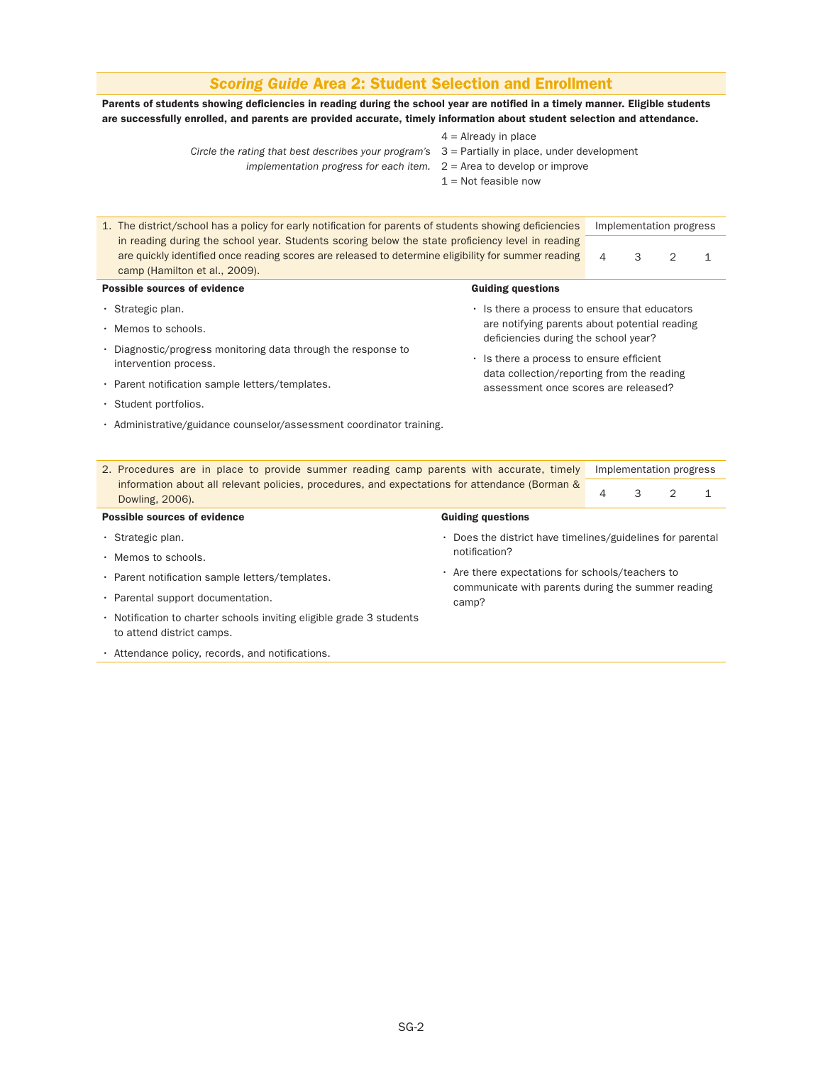## *Scoring Guide* Area 2: Student Selection and Enrollment

**Parents of students showing deficiencies in reading during the school year are notified in a timely manner. Eligible students are successfully enrolled, and parents are provided accurate, timely information about student selection and attendance.**

*Circle the rating that best describes your program's implementation progress for each item.*

4 = Already in place
3 = Partially in place, under development
2 = Area to develop or improve
1 = Not feasible now

| 1. The district/school has a policy for early notification for parents of students showing deficiencies in reading during the school year. Students scoring below the state proficiency level in reading are quickly identified once reading scores are released to determine eligibility for summer reading camp (Hamilton et al., 2009). | Implementation progress | | | |
|---|---|---|---|---|
| | 4 | 3 | 2 | 1 |

**Possible sources of evidence**

- Strategic plan.
- Memos to schools.
- Diagnostic/progress monitoring data through the response to intervention process.
- Parent notification sample letters/templates.
- Student portfolios.
- Administrative/guidance counselor/assessment coordinator training.

**Guiding questions**

- Is there a process to ensure that educators are notifying parents about potential reading deficiencies during the school year?
- Is there a process to ensure efficient data collection/reporting from the reading assessment once scores are released?

| 2. Procedures are in place to provide summer reading camp parents with accurate, timely information about all relevant policies, procedures, and expectations for attendance (Borman & Dowling, 2006). | Implementation progress | | | |
|---|---|---|---|---|
| | 4 | 3 | 2 | 1 |

**Possible sources of evidence**

- Strategic plan.
- Memos to schools.
- Parent notification sample letters/templates.
- Parental support documentation.
- Notification to charter schools inviting eligible grade 3 students to attend district camps.
- Attendance policy, records, and notifications.

**Guiding questions**

- Does the district have timelines/guidelines for parental notification?
- Are there expectations for schools/teachers to communicate with parents during the summer reading camp?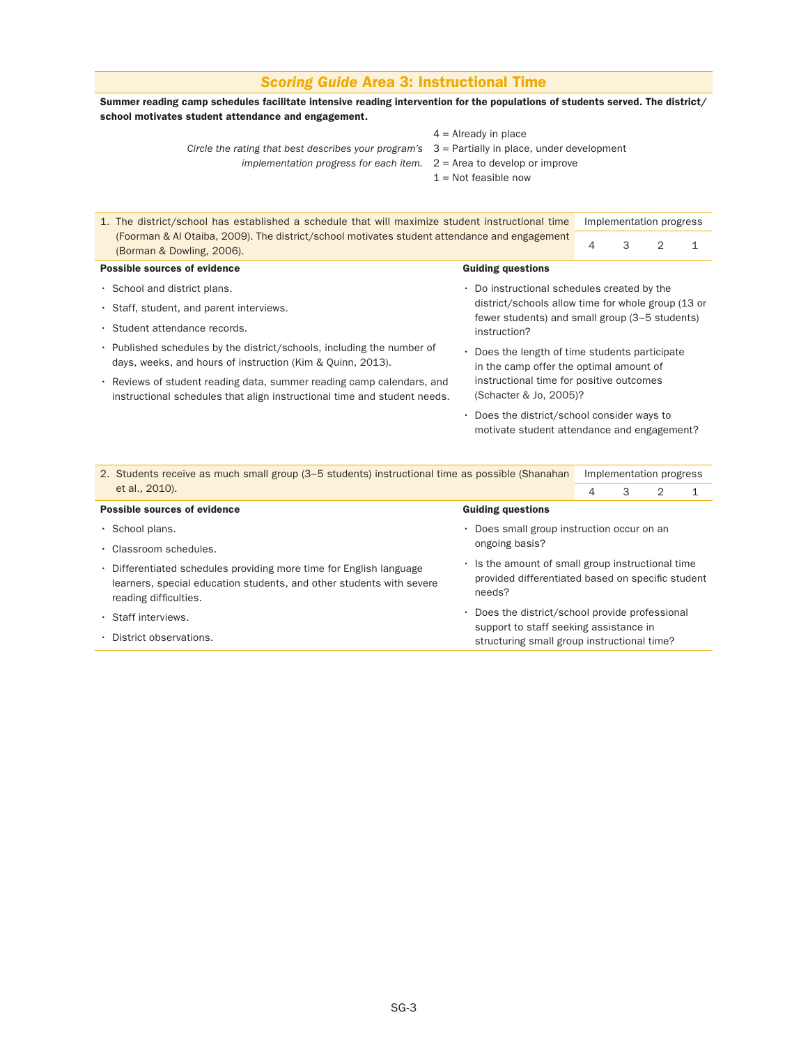## *Scoring Guide* Area 3: Instructional Time

**Summer reading camp schedules facilitate intensive reading intervention for the populations of students served. The district/school motivates student attendance and engagement.**

*Circle the rating that best describes your program's implementation progress for each item.*

4 = Already in place
3 = Partially in place, under development
2 = Area to develop or improve
1 = Not feasible now

| 1. The district/school has established a schedule that will maximize student instructional time (Foorman & Al Otaiba, 2009). The district/school motivates student attendance and engagement (Borman & Dowling, 2006). | Implementation progress | | | |
|---|---|---|---|---|
| | 4 | 3 | 2 | 1 |

**Possible sources of evidence**

- School and district plans.
- Staff, student, and parent interviews.
- Student attendance records.
- Published schedules by the district/schools, including the number of days, weeks, and hours of instruction (Kim & Quinn, 2013).
- Reviews of student reading data, summer reading camp calendars, and instructional schedules that align instructional time and student needs.

**Guiding questions**

- Do instructional schedules created by the district/schools allow time for whole group (13 or fewer students) and small group (3–5 students) instruction?
- Does the length of time students participate in the camp offer the optimal amount of instructional time for positive outcomes (Schacter & Jo, 2005)?
- Does the district/school consider ways to motivate student attendance and engagement?

| 2. Students receive as much small group (3–5 students) instructional time as possible (Shanahan et al., 2010). | Implementation progress | | | |
|---|---|---|---|---|
| | 4 | 3 | 2 | 1 |

**Possible sources of evidence**

- School plans.
- Classroom schedules.
- Differentiated schedules providing more time for English language learners, special education students, and other students with severe reading difficulties.
- Staff interviews.
- District observations.

**Guiding questions**

- Does small group instruction occur on an ongoing basis?
- Is the amount of small group instructional time provided differentiated based on specific student needs?
- Does the district/school provide professional support to staff seeking assistance in structuring small group instructional time?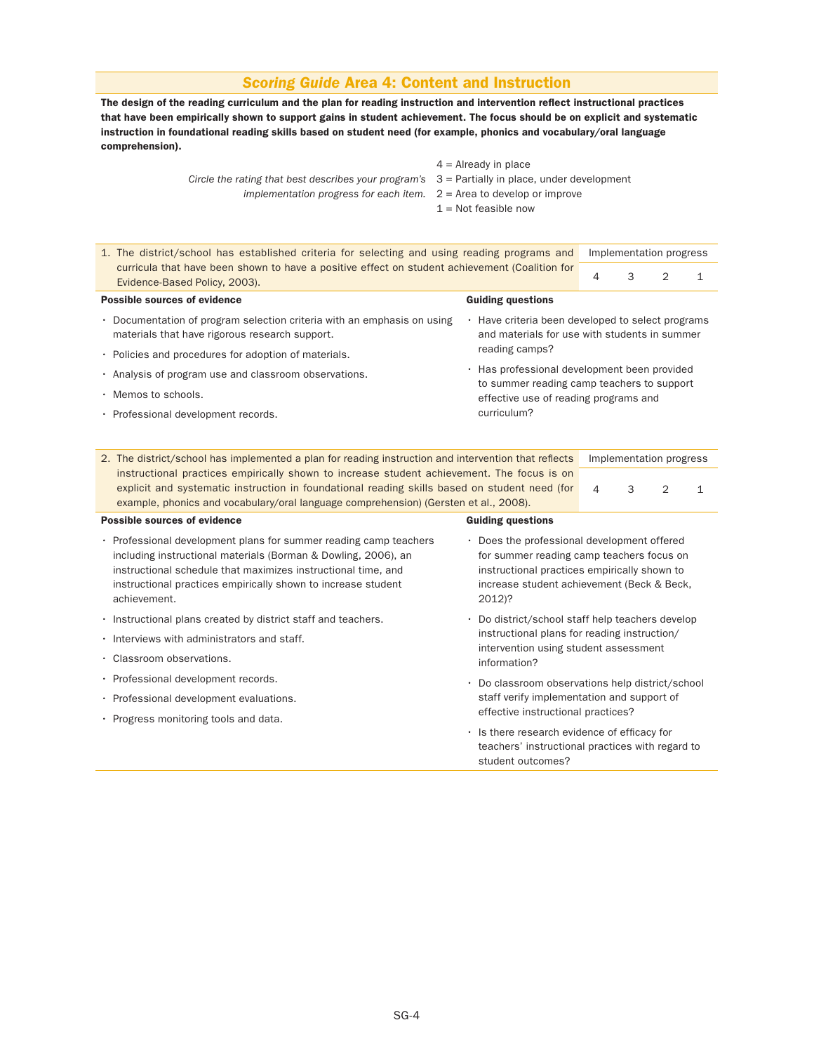## *Scoring Guide* Area 4: Content and Instruction

**The design of the reading curriculum and the plan for reading instruction and intervention reflect instructional practices that have been empirically shown to support gains in student achievement. The focus should be on explicit and systematic instruction in foundational reading skills based on student need (for example, phonics and vocabulary/oral language comprehension).**

*Circle the rating that best describes your program's implementation progress for each item.*

4 = Already in place
3 = Partially in place, under development
2 = Area to develop or improve
1 = Not feasible now

| 1. The district/school has established criteria for selecting and using reading programs and curricula that have been shown to have a positive effect on student achievement (Coalition for Evidence-Based Policy, 2003). | Implementation progress | | | |
|---|---|---|---|---|
| | 4 | 3 | 2 | 1 |

**Possible sources of evidence**

- Documentation of program selection criteria with an emphasis on using materials that have rigorous research support.
- Policies and procedures for adoption of materials.
- Analysis of program use and classroom observations.
- Memos to schools.
- Professional development records.

**Guiding questions**

- Have criteria been developed to select programs and materials for use with students in summer reading camps?
- Has professional development been provided to summer reading camp teachers to support effective use of reading programs and curriculum?

| 2. The district/school has implemented a plan for reading instruction and intervention that reflects instructional practices empirically shown to increase student achievement. The focus is on explicit and systematic instruction in foundational reading skills based on student need (for example, phonics and vocabulary/oral language comprehension) (Gersten et al., 2008). | Implementation progress | | | |
|---|---|---|---|---|
| | 4 | 3 | 2 | 1 |

**Possible sources of evidence**

- Professional development plans for summer reading camp teachers including instructional materials (Borman & Dowling, 2006), an instructional schedule that maximizes instructional time, and instructional practices empirically shown to increase student achievement.
- Instructional plans created by district staff and teachers.
- Interviews with administrators and staff.
- Classroom observations.
- Professional development records.
- Professional development evaluations.
- Progress monitoring tools and data.

**Guiding questions**

- Does the professional development offered for summer reading camp teachers focus on instructional practices empirically shown to increase student achievement (Beck & Beck, 2012)?
- Do district/school staff help teachers develop instructional plans for reading instruction/intervention using student assessment information?
- Do classroom observations help district/school staff verify implementation and support of effective instructional practices?
- Is there research evidence of efficacy for teachers' instructional practices with regard to student outcomes?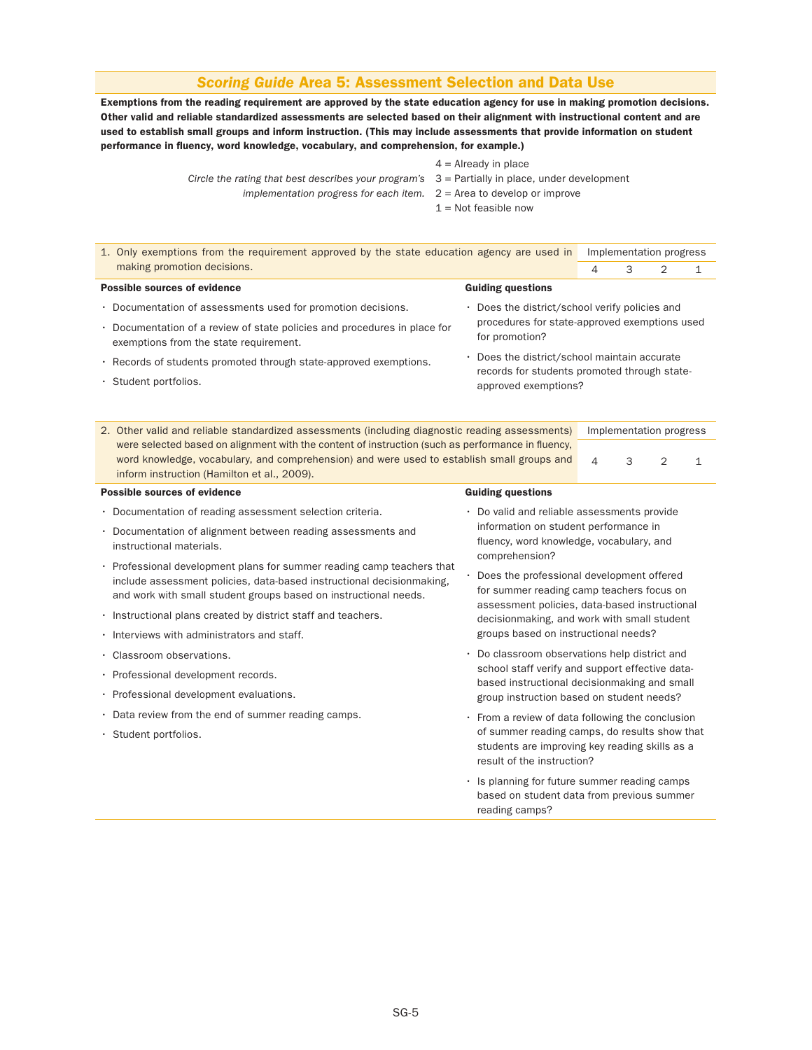## *Scoring Guide* Area 5: Assessment Selection and Data Use

**Exemptions from the reading requirement are approved by the state education agency for use in making promotion decisions. Other valid and reliable standardized assessments are selected based on their alignment with instructional content and are used to establish small groups and inform instruction. (This may include assessments that provide information on student performance in fluency, word knowledge, vocabulary, and comprehension, for example.)**

*Circle the rating that best describes your program's implementation progress for each item.*

4 = Already in place
3 = Partially in place, under development
2 = Area to develop or improve
1 = Not feasible now

| 1. Only exemptions from the requirement approved by the state education agency are used in making promotion decisions. | Implementation progress | | | |
|---|---|---|---|---|
| | 4 | 3 | 2 | 1 |

**Possible sources of evidence**

- Documentation of assessments used for promotion decisions.
- Documentation of a review of state policies and procedures in place for exemptions from the state requirement.
- Records of students promoted through state-approved exemptions.
- Student portfolios.

**Guiding questions**

- Does the district/school verify policies and procedures for state-approved exemptions used for promotion?
- Does the district/school maintain accurate records for students promoted through state-approved exemptions?

| 2. Other valid and reliable standardized assessments (including diagnostic reading assessments) were selected based on alignment with the content of instruction (such as performance in fluency, word knowledge, vocabulary, and comprehension) and were used to establish small groups and inform instruction (Hamilton et al., 2009). | Implementation progress | | | |
|---|---|---|---|---|
| | 4 | 3 | 2 | 1 |

**Possible sources of evidence**

- Documentation of reading assessment selection criteria.
- Documentation of alignment between reading assessments and instructional materials.
- Professional development plans for summer reading camp teachers that include assessment policies, data-based instructional decisionmaking, and work with small student groups based on instructional needs.
- Instructional plans created by district staff and teachers.
- Interviews with administrators and staff.
- Classroom observations.
- Professional development records.
- Professional development evaluations.
- Data review from the end of summer reading camps.
- Student portfolios.

**Guiding questions**

- Do valid and reliable assessments provide information on student performance in fluency, word knowledge, vocabulary, and comprehension?
- Does the professional development offered for summer reading camp teachers focus on assessment policies, data-based instructional decisionmaking, and work with small student groups based on instructional needs?
- Do classroom observations help district and school staff verify and support effective data-based instructional decisionmaking and small group instruction based on student needs?
- From a review of data following the conclusion of summer reading camps, do results show that students are improving key reading skills as a result of the instruction?
- Is planning for future summer reading camps based on student data from previous summer reading camps?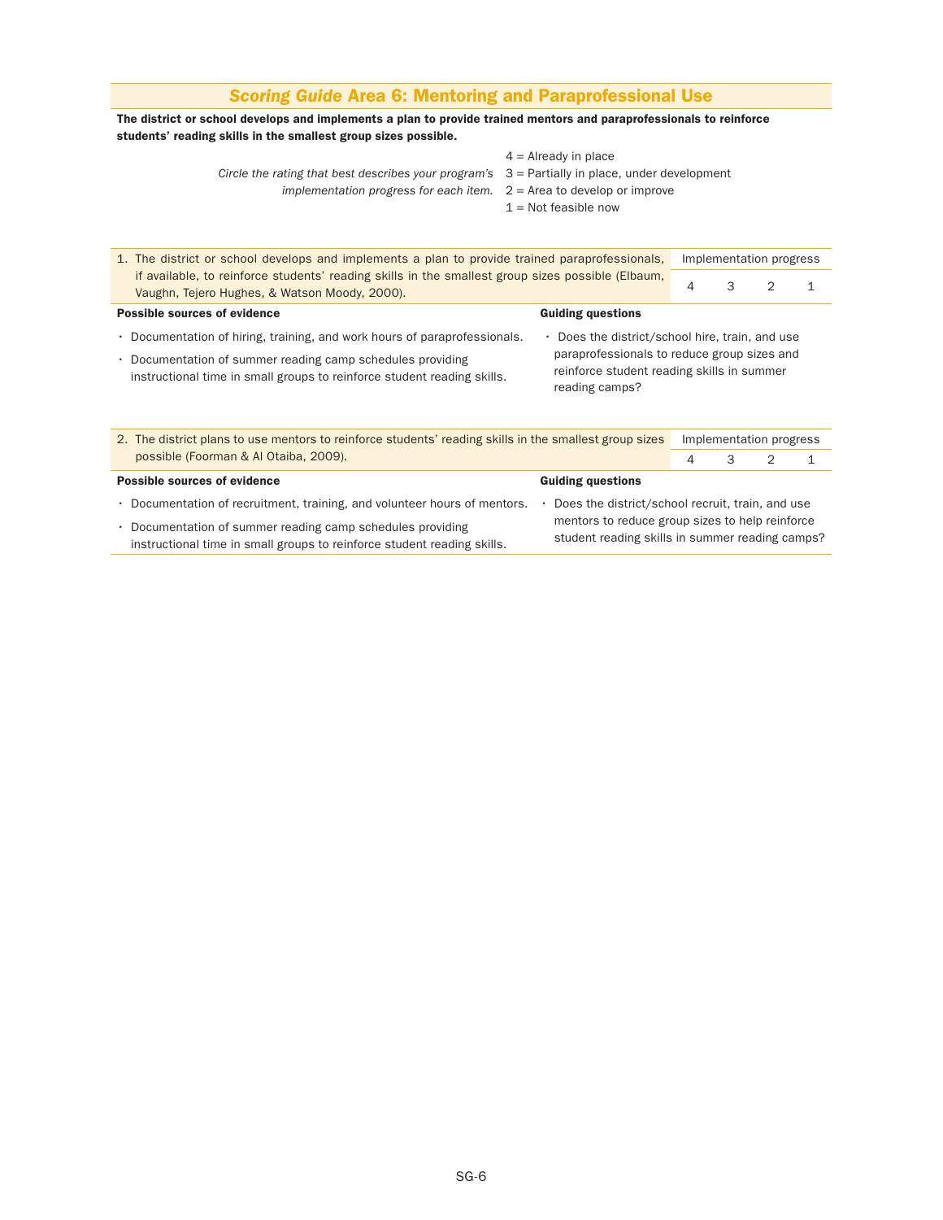## *Scoring Guide* Area 6: Mentoring and Paraprofessional Use

**The district or school develops and implements a plan to provide trained mentors and paraprofessionals to reinforce students' reading skills in the smallest group sizes possible.**

*Circle the rating that best describes your program's implementation progress for each item.*

4 = Already in place
3 = Partially in place, under development
2 = Area to develop or improve
1 = Not feasible now

| 1. The district or school develops and implements a plan to provide trained paraprofessionals, if available, to reinforce students' reading skills in the smallest group sizes possible (Elbaum, Vaughn, Tejero Hughes, & Watson Moody, 2000). | Implementation progress | | | |
|---|---|---|---|---|
| | 4 | 3 | 2 | 1 |

| Possible sources of evidence | Guiding questions |
|---|---|
| • Documentation of hiring, training, and work hours of paraprofessionals.<br>• Documentation of summer reading camp schedules providing instructional time in small groups to reinforce student reading skills. | • Does the district/school hire, train, and use paraprofessionals to reduce group sizes and reinforce student reading skills in summer reading camps? |

| 2. The district plans to use mentors to reinforce students' reading skills in the smallest group sizes possible (Foorman & Al Otaiba, 2009). | Implementation progress | | | |
|---|---|---|---|---|
| | 4 | 3 | 2 | 1 |

| Possible sources of evidence | Guiding questions |
|---|---|
| • Documentation of recruitment, training, and volunteer hours of mentors.<br>• Documentation of summer reading camp schedules providing instructional time in small groups to reinforce student reading skills. | • Does the district/school recruit, train, and use mentors to reduce group sizes to help reinforce student reading skills in summer reading camps? |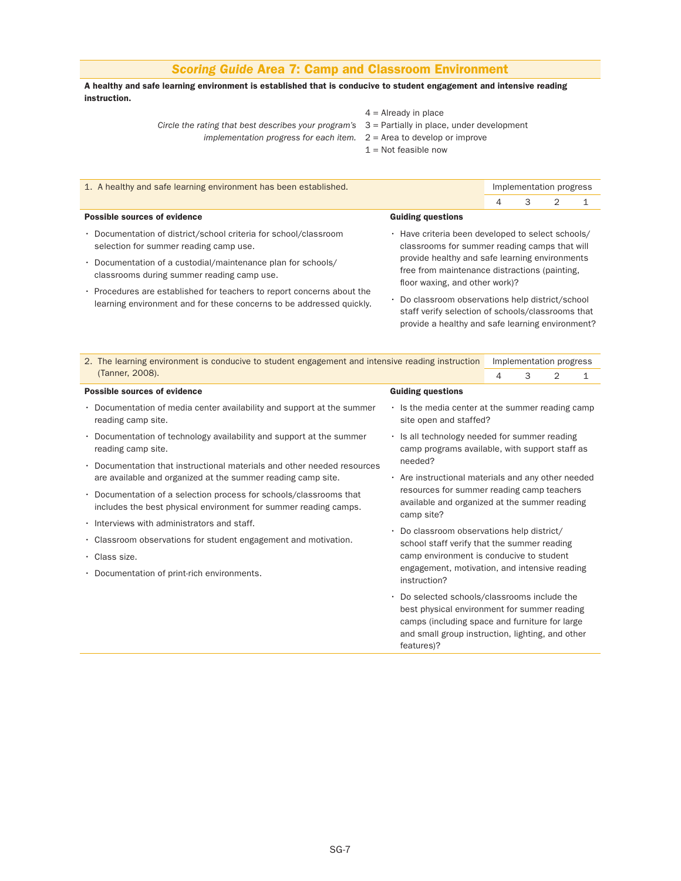# *Scoring Guide* Area 7: Camp and Classroom Environment

**A healthy and safe learning environment is established that is conducive to student engagement and intensive reading instruction.**

*Circle the rating that best describes your program's implementation progress for each item.*

4 = Already in place
3 = Partially in place, under development
2 = Area to develop or improve
1 = Not feasible now

| 1. A healthy and safe learning environment has been established. | Implementation progress | | | |
|---|---|---|---|---|
| | 4 | 3 | 2 | 1 |

**Possible sources of evidence**

- Documentation of district/school criteria for school/classroom selection for summer reading camp use.
- Documentation of a custodial/maintenance plan for schools/classrooms during summer reading camp use.
- Procedures are established for teachers to report concerns about the learning environment and for these concerns to be addressed quickly.

**Guiding questions**

- Have criteria been developed to select schools/classrooms for summer reading camps that will provide healthy and safe learning environments free from maintenance distractions (painting, floor waxing, and other work)?
- Do classroom observations help district/school staff verify selection of schools/classrooms that provide a healthy and safe learning environment?

| 2. The learning environment is conducive to student engagement and intensive reading instruction (Tanner, 2008). | Implementation progress | | | |
|---|---|---|---|---|
| | 4 | 3 | 2 | 1 |

**Possible sources of evidence**

- Documentation of media center availability and support at the summer reading camp site.
- Documentation of technology availability and support at the summer reading camp site.
- Documentation that instructional materials and other needed resources are available and organized at the summer reading camp site.
- Documentation of a selection process for schools/classrooms that includes the best physical environment for summer reading camps.
- Interviews with administrators and staff.
- Classroom observations for student engagement and motivation.
- Class size.
- Documentation of print-rich environments.

**Guiding questions**

- Is the media center at the summer reading camp site open and staffed?
- Is all technology needed for summer reading camp programs available, with support staff as needed?
- Are instructional materials and any other needed resources for summer reading camp teachers available and organized at the summer reading camp site?
- Do classroom observations help district/school staff verify that the summer reading camp environment is conducive to student engagement, motivation, and intensive reading instruction?
- Do selected schools/classrooms include the best physical environment for summer reading camps (including space and furniture for large and small group instruction, lighting, and other features)?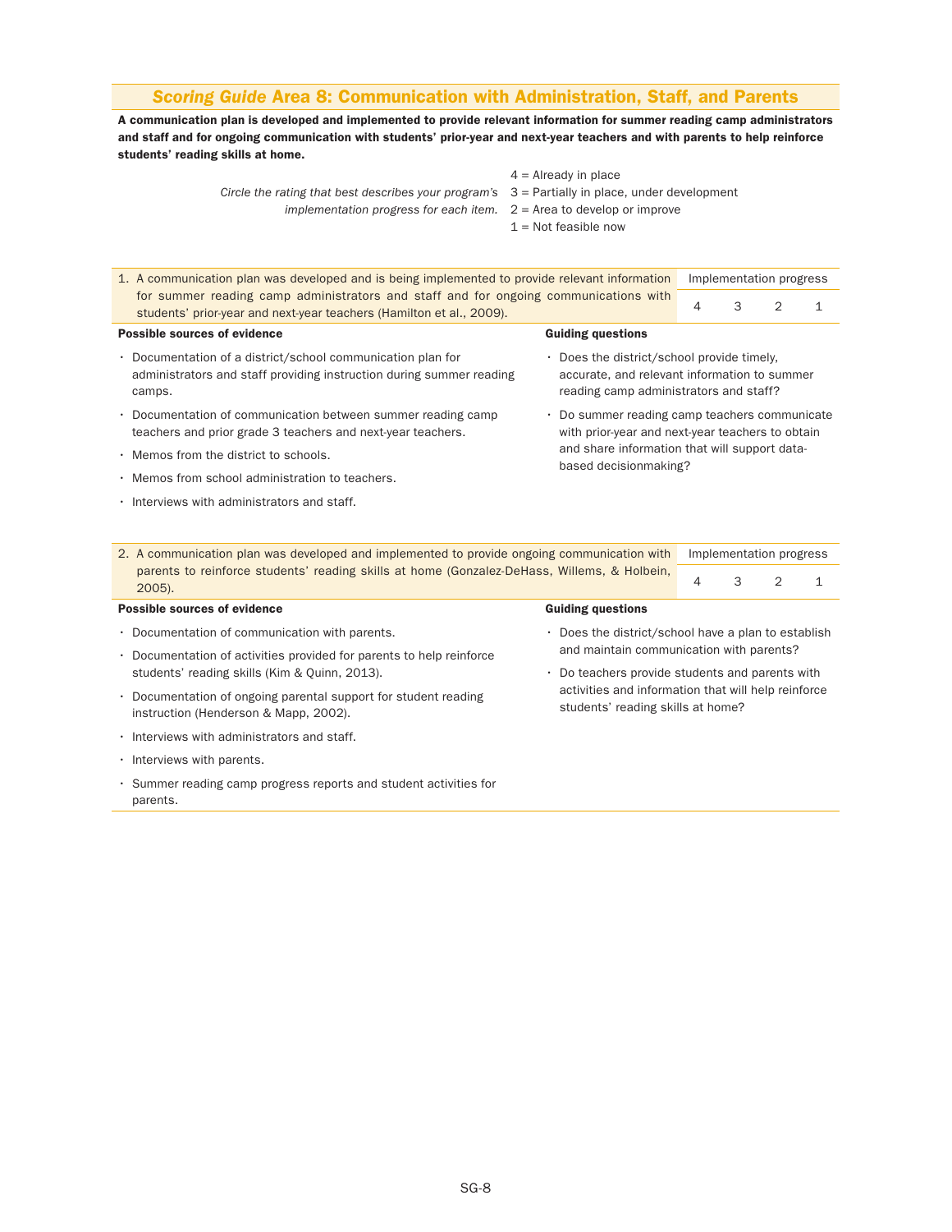## *Scoring Guide* Area 8: Communication with Administration, Staff, and Parents

**A communication plan is developed and implemented to provide relevant information for summer reading camp administrators and staff and for ongoing communication with students' prior-year and next-year teachers and with parents to help reinforce students' reading skills at home.**

*Circle the rating that best describes your program's implementation progress for each item.*

4 = Already in place
3 = Partially in place, under development
2 = Area to develop or improve
1 = Not feasible now

| 1. A communication plan was developed and is being implemented to provide relevant information for summer reading camp administrators and staff and for ongoing communications with students' prior-year and next-year teachers (Hamilton et al., 2009). | Implementation progress | | | |
|---|---|---|---|---|
| | 4 | 3 | 2 | 1 |

**Possible sources of evidence**

- Documentation of a district/school communication plan for administrators and staff providing instruction during summer reading camps.
- Documentation of communication between summer reading camp teachers and prior grade 3 teachers and next-year teachers.
- Memos from the district to schools.
- Memos from school administration to teachers.
- Interviews with administrators and staff.

**Guiding questions**

- Does the district/school provide timely, accurate, and relevant information to summer reading camp administrators and staff?
- Do summer reading camp teachers communicate with prior-year and next-year teachers to obtain and share information that will support data-based decisionmaking?

| 2. A communication plan was developed and implemented to provide ongoing communication with parents to reinforce students' reading skills at home (Gonzalez-DeHass, Willems, & Holbein, 2005). | Implementation progress | | | |
|---|---|---|---|---|
| | 4 | 3 | 2 | 1 |

**Possible sources of evidence**

- Documentation of communication with parents.
- Documentation of activities provided for parents to help reinforce students' reading skills (Kim & Quinn, 2013).
- Documentation of ongoing parental support for student reading instruction (Henderson & Mapp, 2002).
- Interviews with administrators and staff.
- Interviews with parents.
- Summer reading camp progress reports and student activities for parents.

**Guiding questions**

- Does the district/school have a plan to establish and maintain communication with parents?
- Do teachers provide students and parents with activities and information that will help reinforce students' reading skills at home?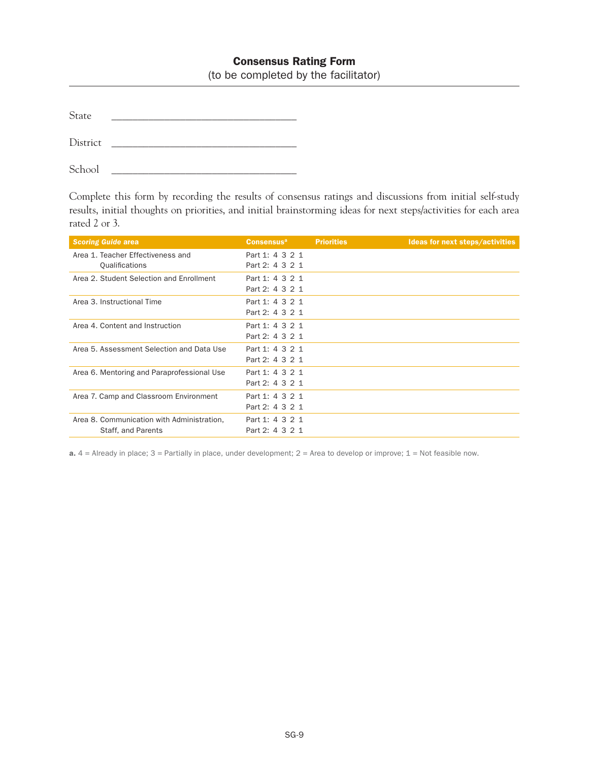## Consensus Rating Form

(to be completed by the facilitator)

State \_\_\_\_\_\_\_\_\_\_\_\_\_\_\_\_\_\_\_\_\_\_\_\_\_\_\_\_\_\_\_\_\_\_\_

District \_\_\_\_\_\_\_\_\_\_\_\_\_\_\_\_\_\_\_\_\_\_\_\_\_\_\_\_\_\_\_\_\_\_\_

School \_\_\_\_\_\_\_\_\_\_\_\_\_\_\_\_\_\_\_\_\_\_\_\_\_\_\_\_\_\_\_\_\_\_\_

Complete this form by recording the results of consensus ratings and discussions from initial self-study results, initial thoughts on priorities, and initial brainstorming ideas for next steps/activities for each area rated 2 or 3.

| *Scoring Guide* area | Consensus[a] | Priorities | Ideas for next steps/activities |
|---|---|---|---|
| Area 1. Teacher Effectiveness and Qualifications | Part 1: 4 3 2 1<br>Part 2: 4 3 2 1 | | |
| Area 2. Student Selection and Enrollment | Part 1: 4 3 2 1<br>Part 2: 4 3 2 1 | | |
| Area 3. Instructional Time | Part 1: 4 3 2 1<br>Part 2: 4 3 2 1 | | |
| Area 4. Content and Instruction | Part 1: 4 3 2 1<br>Part 2: 4 3 2 1 | | |
| Area 5. Assessment Selection and Data Use | Part 1: 4 3 2 1<br>Part 2: 4 3 2 1 | | |
| Area 6. Mentoring and Paraprofessional Use | Part 1: 4 3 2 1<br>Part 2: 4 3 2 1 | | |
| Area 7. Camp and Classroom Environment | Part 1: 4 3 2 1<br>Part 2: 4 3 2 1 | | |
| Area 8. Communication with Administration, Staff, and Parents | Part 1: 4 3 2 1<br>Part 2: 4 3 2 1 | | |

**a.** 4 = Already in place; 3 = Partially in place, under development; 2 = Area to develop or improve; 1 = Not feasible now.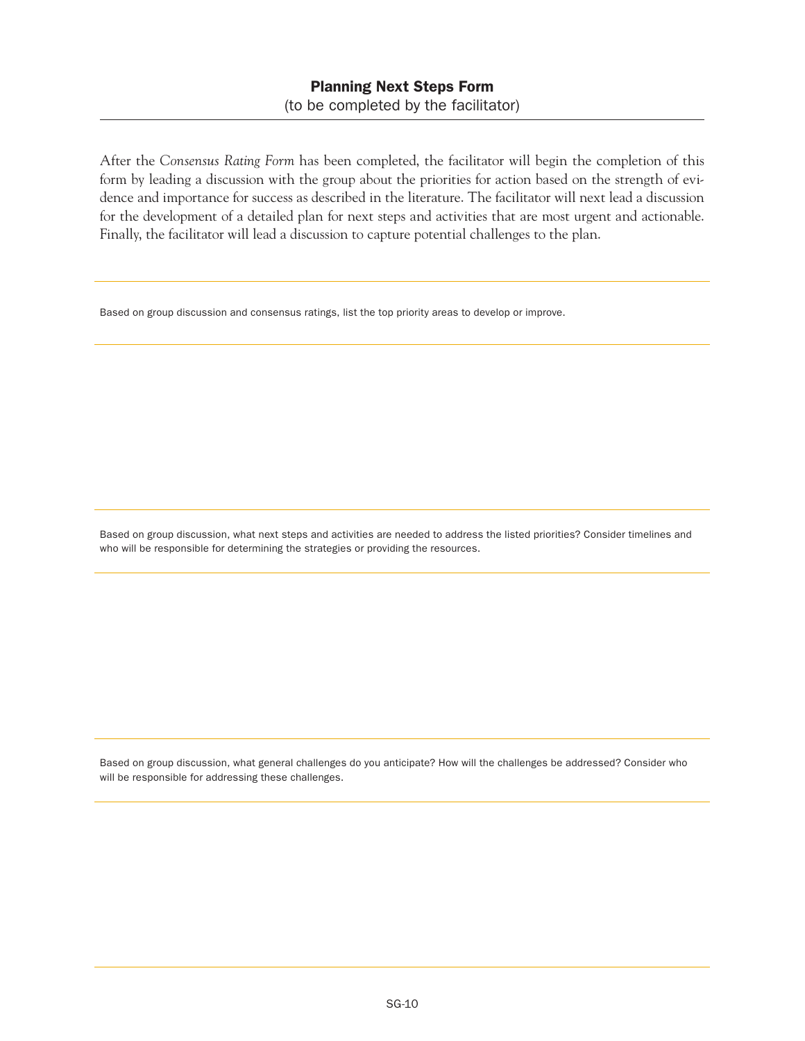## Planning Next Steps Form

(to be completed by the facilitator)

After the *Consensus Rating Form* has been completed, the facilitator will begin the completion of this form by leading a discussion with the group about the priorities for action based on the strength of evidence and importance for success as described in the literature. The facilitator will next lead a discussion for the development of a detailed plan for next steps and activities that are most urgent and actionable. Finally, the facilitator will lead a discussion to capture potential challenges to the plan.

---

Based on group discussion and consensus ratings, list the top priority areas to develop or improve.

---

Based on group discussion, what next steps and activities are needed to address the listed priorities? Consider timelines and who will be responsible for determining the strategies or providing the resources.

---

Based on group discussion, what general challenges do you anticipate? How will the challenges be addressed? Consider who will be responsible for addressing these challenges.

---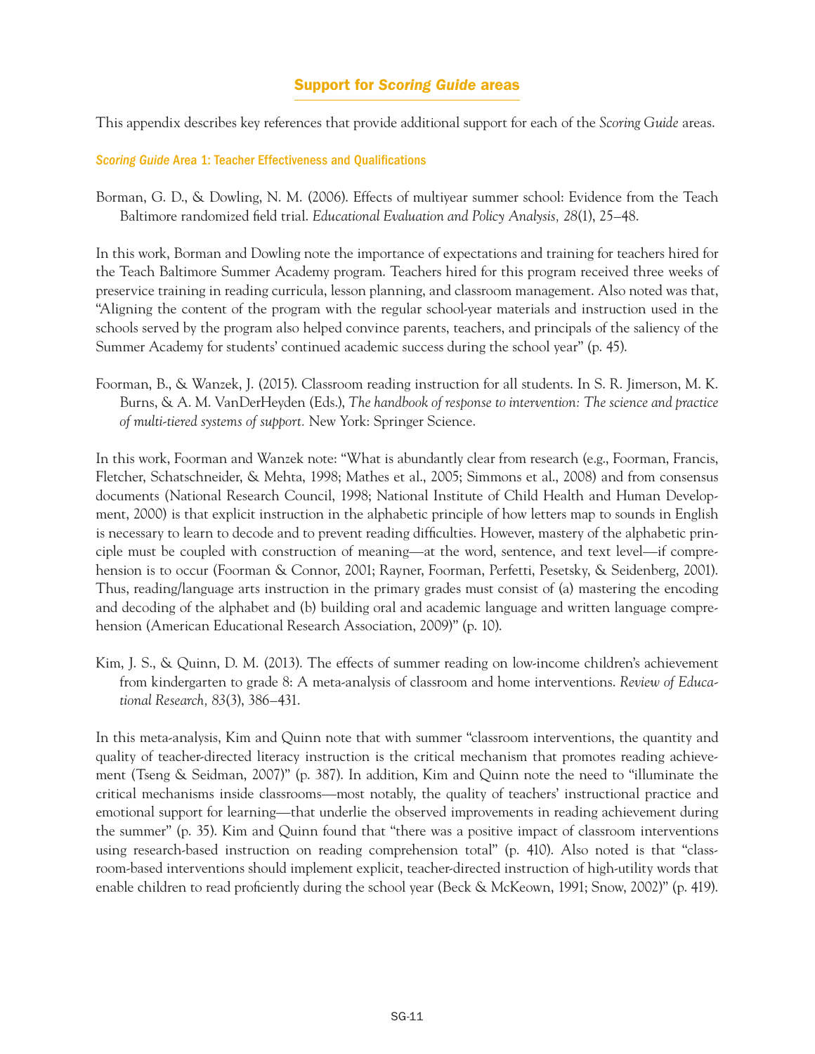## Support for *Scoring Guide* areas

This appendix describes key references that provide additional support for each of the *Scoring Guide* areas.

### *Scoring Guide* Area 1: Teacher Effectiveness and Qualifications

Borman, G. D., & Dowling, N. M. (2006). Effects of multiyear summer school: Evidence from the Teach Baltimore randomized field trial. *Educational Evaluation and Policy Analysis, 28*(1), 25–48.

In this work, Borman and Dowling note the importance of expectations and training for teachers hired for the Teach Baltimore Summer Academy program. Teachers hired for this program received three weeks of preservice training in reading curricula, lesson planning, and classroom management. Also noted was that, "Aligning the content of the program with the regular school-year materials and instruction used in the schools served by the program also helped convince parents, teachers, and principals of the saliency of the Summer Academy for students' continued academic success during the school year" (p. 45).

Foorman, B., & Wanzek, J. (2015). Classroom reading instruction for all students. In S. R. Jimerson, M. K. Burns, & A. M. VanDerHeyden (Eds.), *The handbook of response to intervention: The science and practice of multi-tiered systems of support.* New York: Springer Science.

In this work, Foorman and Wanzek note: "What is abundantly clear from research (e.g., Foorman, Francis, Fletcher, Schatschneider, & Mehta, 1998; Mathes et al., 2005; Simmons et al., 2008) and from consensus documents (National Research Council, 1998; National Institute of Child Health and Human Development, 2000) is that explicit instruction in the alphabetic principle of how letters map to sounds in English is necessary to learn to decode and to prevent reading difficulties. However, mastery of the alphabetic principle must be coupled with construction of meaning—at the word, sentence, and text level—if comprehension is to occur (Foorman & Connor, 2001; Rayner, Foorman, Perfetti, Pesetsky, & Seidenberg, 2001). Thus, reading/language arts instruction in the primary grades must consist of (a) mastering the encoding and decoding of the alphabet and (b) building oral and academic language and written language comprehension (American Educational Research Association, 2009)" (p. 10).

Kim, J. S., & Quinn, D. M. (2013). The effects of summer reading on low-income children's achievement from kindergarten to grade 8: A meta-analysis of classroom and home interventions. *Review of Educational Research, 83*(3), 386–431.

In this meta-analysis, Kim and Quinn note that with summer "classroom interventions, the quantity and quality of teacher-directed literacy instruction is the critical mechanism that promotes reading achievement (Tseng & Seidman, 2007)" (p. 387). In addition, Kim and Quinn note the need to "illuminate the critical mechanisms inside classrooms—most notably, the quality of teachers' instructional practice and emotional support for learning—that underlie the observed improvements in reading achievement during the summer" (p. 35). Kim and Quinn found that "there was a positive impact of classroom interventions using research-based instruction on reading comprehension total" (p. 410). Also noted is that "classroom-based interventions should implement explicit, teacher-directed instruction of high-utility words that enable children to read proficiently during the school year (Beck & McKeown, 1991; Snow, 2002)" (p. 419).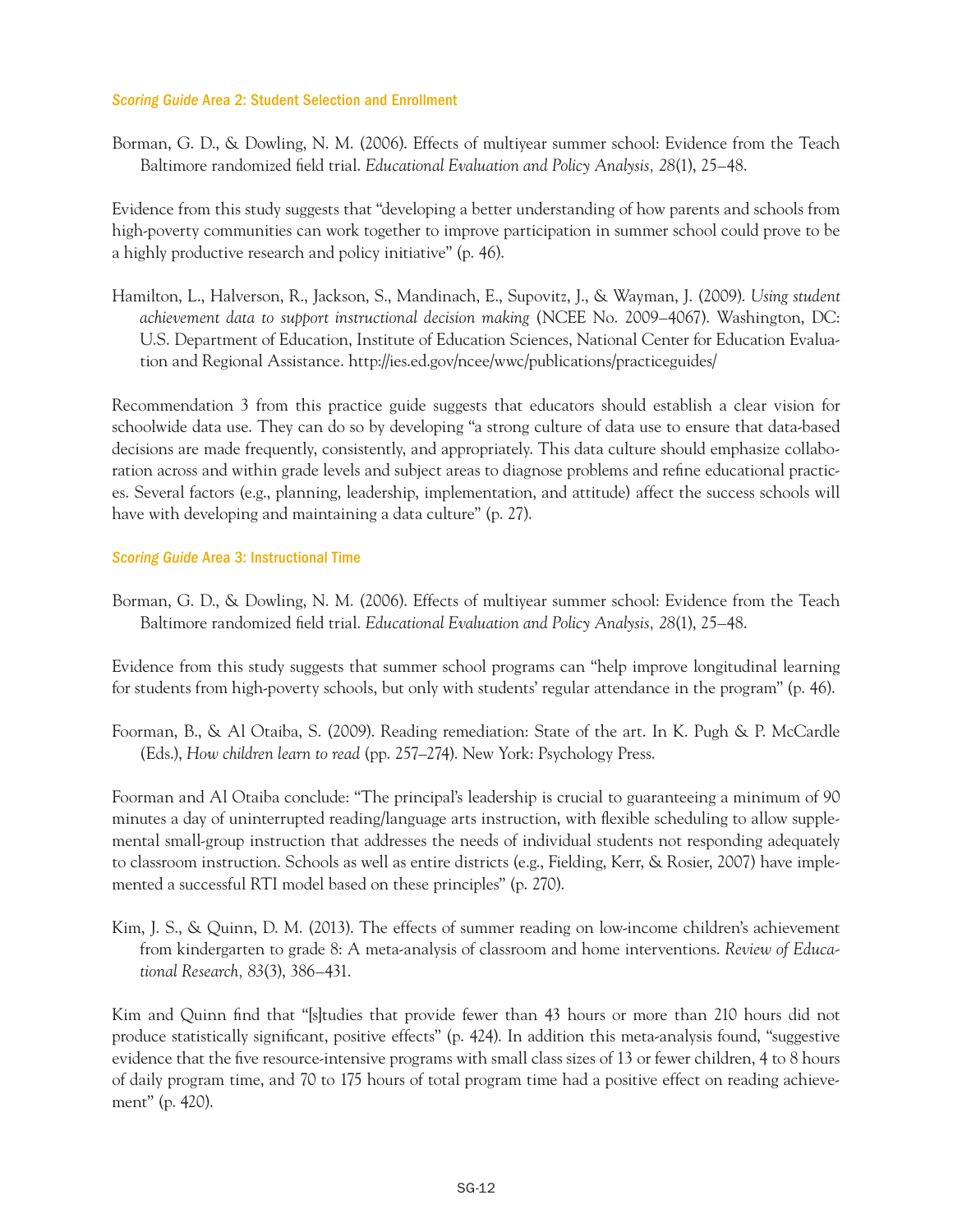### *Scoring Guide* Area 2: Student Selection and Enrollment

Borman, G. D., & Dowling, N. M. (2006). Effects of multiyear summer school: Evidence from the Teach Baltimore randomized field trial. *Educational Evaluation and Policy Analysis, 28*(1), 25–48.

Evidence from this study suggests that "developing a better understanding of how parents and schools from high-poverty communities can work together to improve participation in summer school could prove to be a highly productive research and policy initiative" (p. 46).

Hamilton, L., Halverson, R., Jackson, S., Mandinach, E., Supovitz, J., & Wayman, J. (2009). *Using student achievement data to support instructional decision making* (NCEE No. 2009–4067). Washington, DC: U.S. Department of Education, Institute of Education Sciences, National Center for Education Evaluation and Regional Assistance. http://ies.ed.gov/ncee/wwc/publications/practiceguides/

Recommendation 3 from this practice guide suggests that educators should establish a clear vision for schoolwide data use. They can do so by developing "a strong culture of data use to ensure that data-based decisions are made frequently, consistently, and appropriately. This data culture should emphasize collaboration across and within grade levels and subject areas to diagnose problems and refine educational practices. Several factors (e.g., planning, leadership, implementation, and attitude) affect the success schools will have with developing and maintaining a data culture" (p. 27).

### *Scoring Guide* Area 3: Instructional Time

Borman, G. D., & Dowling, N. M. (2006). Effects of multiyear summer school: Evidence from the Teach Baltimore randomized field trial. *Educational Evaluation and Policy Analysis, 28*(1), 25–48.

Evidence from this study suggests that summer school programs can "help improve longitudinal learning for students from high-poverty schools, but only with students' regular attendance in the program" (p. 46).

Foorman, B., & Al Otaiba, S. (2009). Reading remediation: State of the art. In K. Pugh & P. McCardle (Eds.), *How children learn to read* (pp. 257–274). New York: Psychology Press.

Foorman and Al Otaiba conclude: "The principal's leadership is crucial to guaranteeing a minimum of 90 minutes a day of uninterrupted reading/language arts instruction, with flexible scheduling to allow supplemental small-group instruction that addresses the needs of individual students not responding adequately to classroom instruction. Schools as well as entire districts (e.g., Fielding, Kerr, & Rosier, 2007) have implemented a successful RTI model based on these principles" (p. 270).

Kim, J. S., & Quinn, D. M. (2013). The effects of summer reading on low-income children's achievement from kindergarten to grade 8: A meta-analysis of classroom and home interventions. *Review of Educational Research, 83*(3), 386–431.

Kim and Quinn find that "[s]tudies that provide fewer than 43 hours or more than 210 hours did not produce statistically significant, positive effects" (p. 424). In addition this meta-analysis found, "suggestive evidence that the five resource-intensive programs with small class sizes of 13 or fewer children, 4 to 8 hours of daily program time, and 70 to 175 hours of total program time had a positive effect on reading achievement" (p. 420).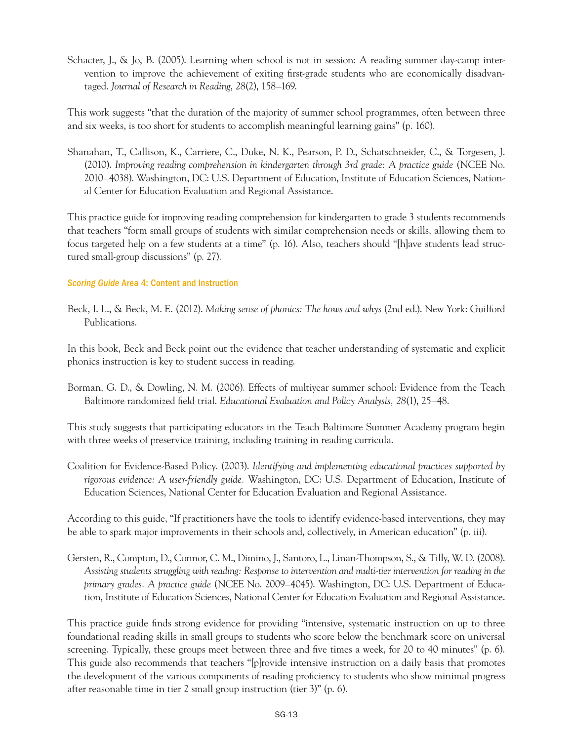Schacter, J., & Jo, B. (2005). Learning when school is not in session: A reading summer day-camp intervention to improve the achievement of exiting first-grade students who are economically disadvantaged. *Journal of Research in Reading, 28*(2), 158–169.

This work suggests “that the duration of the majority of summer school programmes, often between three and six weeks, is too short for students to accomplish meaningful learning gains” (p. 160).

Shanahan, T., Callison, K., Carriere, C., Duke, N. K., Pearson, P. D., Schatschneider, C., & Torgesen, J. (2010). *Improving reading comprehension in kindergarten through 3rd grade: A practice guide* (NCEE No. 2010–4038). Washington, DC: U.S. Department of Education, Institute of Education Sciences, National Center for Education Evaluation and Regional Assistance.

This practice guide for improving reading comprehension for kindergarten to grade 3 students recommends that teachers “form small groups of students with similar comprehension needs or skills, allowing them to focus targeted help on a few students at a time” (p. 16). Also, teachers should “[h]ave students lead structured small-group discussions” (p. 27).

### *Scoring Guide* Area 4: Content and Instruction

Beck, I. L., & Beck, M. E. (2012). *Making sense of phonics: The hows and whys* (2nd ed.). New York: Guilford Publications.

In this book, Beck and Beck point out the evidence that teacher understanding of systematic and explicit phonics instruction is key to student success in reading.

Borman, G. D., & Dowling, N. M. (2006). Effects of multiyear summer school: Evidence from the Teach Baltimore randomized field trial. *Educational Evaluation and Policy Analysis, 28*(1), 25–48.

This study suggests that participating educators in the Teach Baltimore Summer Academy program begin with three weeks of preservice training, including training in reading curricula.

Coalition for Evidence-Based Policy. (2003). *Identifying and implementing educational practices supported by rigorous evidence: A user-friendly guide.* Washington, DC: U.S. Department of Education, Institute of Education Sciences, National Center for Education Evaluation and Regional Assistance.

According to this guide, “If practitioners have the tools to identify evidence-based interventions, they may be able to spark major improvements in their schools and, collectively, in American education” (p. iii).

Gersten, R., Compton, D., Connor, C. M., Dimino, J., Santoro, L., Linan-Thompson, S., & Tilly, W. D. (2008). *Assisting students struggling with reading: Response to intervention and multi-tier intervention for reading in the primary grades. A practice guide* (NCEE No. 2009–4045). Washington, DC: U.S. Department of Education, Institute of Education Sciences, National Center for Education Evaluation and Regional Assistance.

This practice guide finds strong evidence for providing “intensive, systematic instruction on up to three foundational reading skills in small groups to students who score below the benchmark score on universal screening. Typically, these groups meet between three and five times a week, for 20 to 40 minutes” (p. 6). This guide also recommends that teachers “[p]rovide intensive instruction on a daily basis that promotes the development of the various components of reading proficiency to students who show minimal progress after reasonable time in tier 2 small group instruction (tier 3)” (p. 6).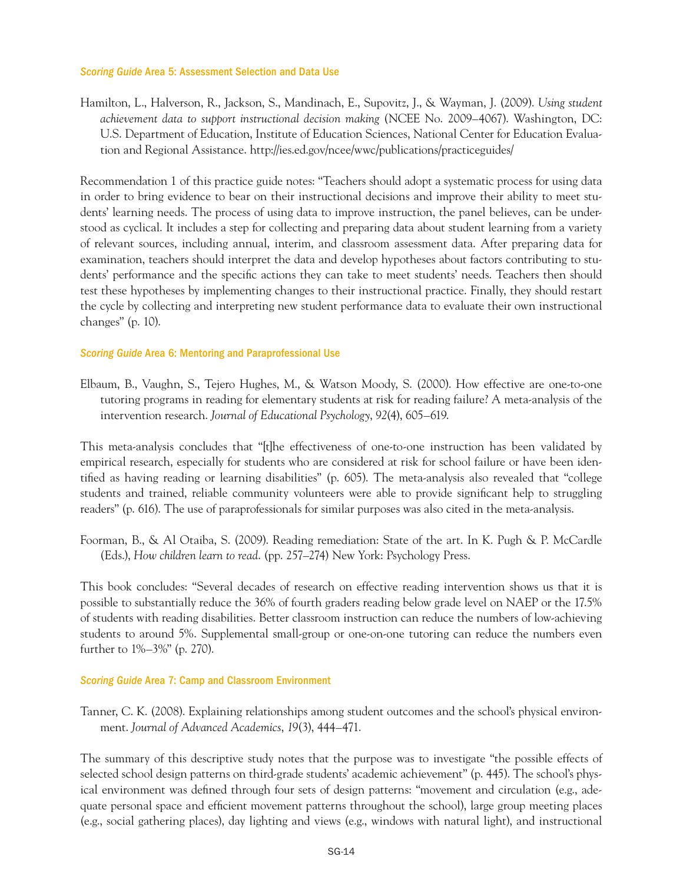### *Scoring Guide* Area 5: Assessment Selection and Data Use

Hamilton, L., Halverson, R., Jackson, S., Mandinach, E., Supovitz, J., & Wayman, J. (2009). *Using student achievement data to support instructional decision making* (NCEE No. 2009–4067). Washington, DC: U.S. Department of Education, Institute of Education Sciences, National Center for Education Evaluation and Regional Assistance. http://ies.ed.gov/ncee/wwc/publications/practiceguides/

Recommendation 1 of this practice guide notes: "Teachers should adopt a systematic process for using data in order to bring evidence to bear on their instructional decisions and improve their ability to meet students' learning needs. The process of using data to improve instruction, the panel believes, can be understood as cyclical. It includes a step for collecting and preparing data about student learning from a variety of relevant sources, including annual, interim, and classroom assessment data. After preparing data for examination, teachers should interpret the data and develop hypotheses about factors contributing to students' performance and the specific actions they can take to meet students' needs. Teachers then should test these hypotheses by implementing changes to their instructional practice. Finally, they should restart the cycle by collecting and interpreting new student performance data to evaluate their own instructional changes" (p. 10).

### *Scoring Guide* Area 6: Mentoring and Paraprofessional Use

Elbaum, B., Vaughn, S., Tejero Hughes, M., & Watson Moody, S. (2000). How effective are one-to-one tutoring programs in reading for elementary students at risk for reading failure? A meta-analysis of the intervention research. *Journal of Educational Psychology*, *92*(4), 605–619.

This meta-analysis concludes that "[t]he effectiveness of one-to-one instruction has been validated by empirical research, especially for students who are considered at risk for school failure or have been identified as having reading or learning disabilities" (p. 605). The meta-analysis also revealed that "college students and trained, reliable community volunteers were able to provide significant help to struggling readers" (p. 616). The use of paraprofessionals for similar purposes was also cited in the meta-analysis.

Foorman, B., & Al Otaiba, S. (2009). Reading remediation: State of the art. In K. Pugh & P. McCardle (Eds.), *How children learn to read.* (pp. 257–274) New York: Psychology Press.

This book concludes: "Several decades of research on effective reading intervention shows us that it is possible to substantially reduce the 36% of fourth graders reading below grade level on NAEP or the 17.5% of students with reading disabilities. Better classroom instruction can reduce the numbers of low-achieving students to around 5%. Supplemental small-group or one-on-one tutoring can reduce the numbers even further to 1%–3%" (p. 270).

### *Scoring Guide* Area 7: Camp and Classroom Environment

Tanner, C. K. (2008). Explaining relationships among student outcomes and the school's physical environment. *Journal of Advanced Academics*, *19*(3), 444–471.

The summary of this descriptive study notes that the purpose was to investigate "the possible effects of selected school design patterns on third-grade students' academic achievement" (p. 445). The school's physical environment was defined through four sets of design patterns: "movement and circulation (e.g., adequate personal space and efficient movement patterns throughout the school), large group meeting places (e.g., social gathering places), day lighting and views (e.g., windows with natural light), and instructional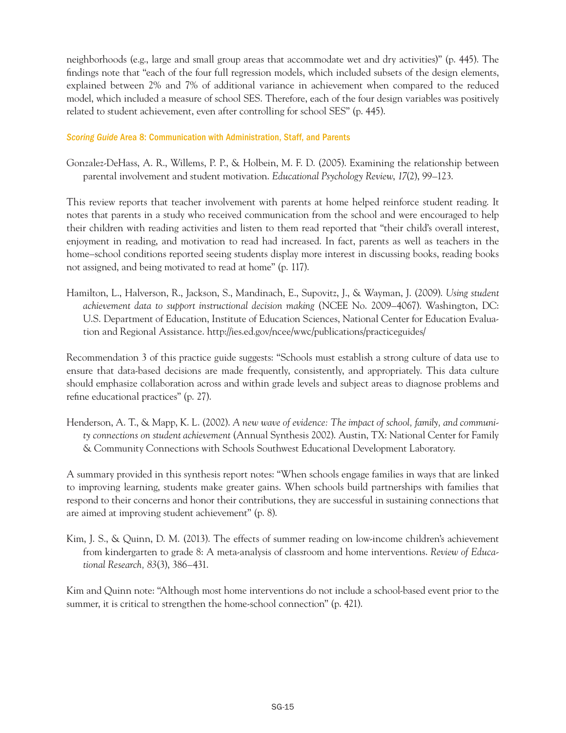neighborhoods (e.g., large and small group areas that accommodate wet and dry activities)" (p. 445). The findings note that "each of the four full regression models, which included subsets of the design elements, explained between 2% and 7% of additional variance in achievement when compared to the reduced model, which included a measure of school SES. Therefore, each of the four design variables was positively related to student achievement, even after controlling for school SES" (p. 445).

### *Scoring Guide* Area 8: Communication with Administration, Staff, and Parents

Gonzalez-DeHass, A. R., Willems, P. P., & Holbein, M. F. D. (2005). Examining the relationship between parental involvement and student motivation. *Educational Psychology Review, 17*(2), 99–123.

This review reports that teacher involvement with parents at home helped reinforce student reading. It notes that parents in a study who received communication from the school and were encouraged to help their children with reading activities and listen to them read reported that "their child's overall interest, enjoyment in reading, and motivation to read had increased. In fact, parents as well as teachers in the home–school conditions reported seeing students display more interest in discussing books, reading books not assigned, and being motivated to read at home" (p. 117).

Hamilton, L., Halverson, R., Jackson, S., Mandinach, E., Supovitz, J., & Wayman, J. (2009). *Using student achievement data to support instructional decision making* (NCEE No. 2009–4067). Washington, DC: U.S. Department of Education, Institute of Education Sciences, National Center for Education Evaluation and Regional Assistance. http://ies.ed.gov/ncee/wwc/publications/practiceguides/

Recommendation 3 of this practice guide suggests: "Schools must establish a strong culture of data use to ensure that data-based decisions are made frequently, consistently, and appropriately. This data culture should emphasize collaboration across and within grade levels and subject areas to diagnose problems and refine educational practices" (p. 27).

Henderson, A. T., & Mapp, K. L. (2002). *A new wave of evidence: The impact of school, family, and community connections on student achievement* (Annual Synthesis 2002). Austin, TX: National Center for Family & Community Connections with Schools Southwest Educational Development Laboratory.

A summary provided in this synthesis report notes: "When schools engage families in ways that are linked to improving learning, students make greater gains. When schools build partnerships with families that respond to their concerns and honor their contributions, they are successful in sustaining connections that are aimed at improving student achievement" (p. 8).

Kim, J. S., & Quinn, D. M. (2013). The effects of summer reading on low-income children's achievement from kindergarten to grade 8: A meta-analysis of classroom and home interventions. *Review of Educational Research, 83*(3), 386–431.

Kim and Quinn note: "Although most home interventions do not include a school-based event prior to the summer, it is critical to strengthen the home-school connection" (p. 421).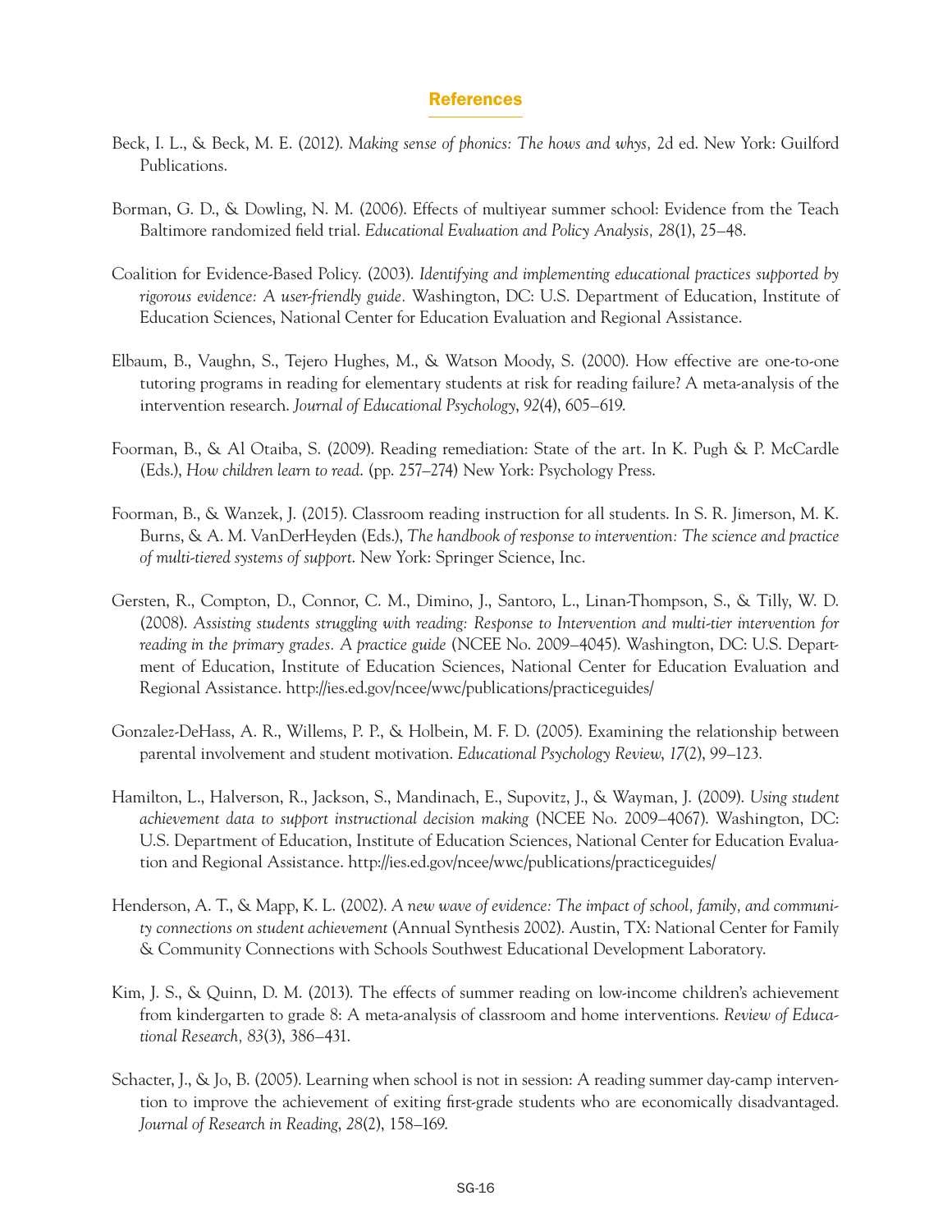## References

Beck, I. L., & Beck, M. E. (2012). *Making sense of phonics: The hows and whys,* 2d ed. New York: Guilford Publications.

Borman, G. D., & Dowling, N. M. (2006). Effects of multiyear summer school: Evidence from the Teach Baltimore randomized field trial. *Educational Evaluation and Policy Analysis, 28*(1), 25–48.

Coalition for Evidence-Based Policy. (2003). *Identifying and implementing educational practices supported by rigorous evidence: A user-friendly guide.* Washington, DC: U.S. Department of Education, Institute of Education Sciences, National Center for Education Evaluation and Regional Assistance.

Elbaum, B., Vaughn, S., Tejero Hughes, M., & Watson Moody, S. (2000). How effective are one-to-one tutoring programs in reading for elementary students at risk for reading failure? A meta-analysis of the intervention research. *Journal of Educational Psychology*, *92*(4), 605–619.

Foorman, B., & Al Otaiba, S. (2009). Reading remediation: State of the art. In K. Pugh & P. McCardle (Eds.), *How children learn to read*. (pp. 257–274) New York: Psychology Press.

Foorman, B., & Wanzek, J. (2015). Classroom reading instruction for all students. In S. R. Jimerson, M. K. Burns, & A. M. VanDerHeyden (Eds.), *The handbook of response to intervention: The science and practice of multi-tiered systems of support*. New York: Springer Science, Inc.

Gersten, R., Compton, D., Connor, C. M., Dimino, J., Santoro, L., Linan-Thompson, S., & Tilly, W. D. (2008). *Assisting students struggling with reading: Response to Intervention and multi-tier intervention for reading in the primary grades. A practice guide* (NCEE No. 2009–4045). Washington, DC: U.S. Department of Education, Institute of Education Sciences, National Center for Education Evaluation and Regional Assistance. http://ies.ed.gov/ncee/wwc/publications/practiceguides/

Gonzalez-DeHass, A. R., Willems, P. P., & Holbein, M. F. D. (2005). Examining the relationship between parental involvement and student motivation. *Educational Psychology Review*, *17*(2), 99–123.

Hamilton, L., Halverson, R., Jackson, S., Mandinach, E., Supovitz, J., & Wayman, J. (2009). *Using student achievement data to support instructional decision making* (NCEE No. 2009–4067). Washington, DC: U.S. Department of Education, Institute of Education Sciences, National Center for Education Evaluation and Regional Assistance. http://ies.ed.gov/ncee/wwc/publications/practiceguides/

Henderson, A. T., & Mapp, K. L. (2002). *A new wave of evidence: The impact of school, family, and community connections on student achievement* (Annual Synthesis 2002). Austin, TX: National Center for Family & Community Connections with Schools Southwest Educational Development Laboratory.

Kim, J. S., & Quinn, D. M. (2013). The effects of summer reading on low-income children's achievement from kindergarten to grade 8: A meta-analysis of classroom and home interventions. *Review of Educational Research, 83*(3), 386–431.

Schacter, J., & Jo, B. (2005). Learning when school is not in session: A reading summer day-camp intervention to improve the achievement of exiting first-grade students who are economically disadvantaged. *Journal of Research in Reading*, *28*(2), 158–169.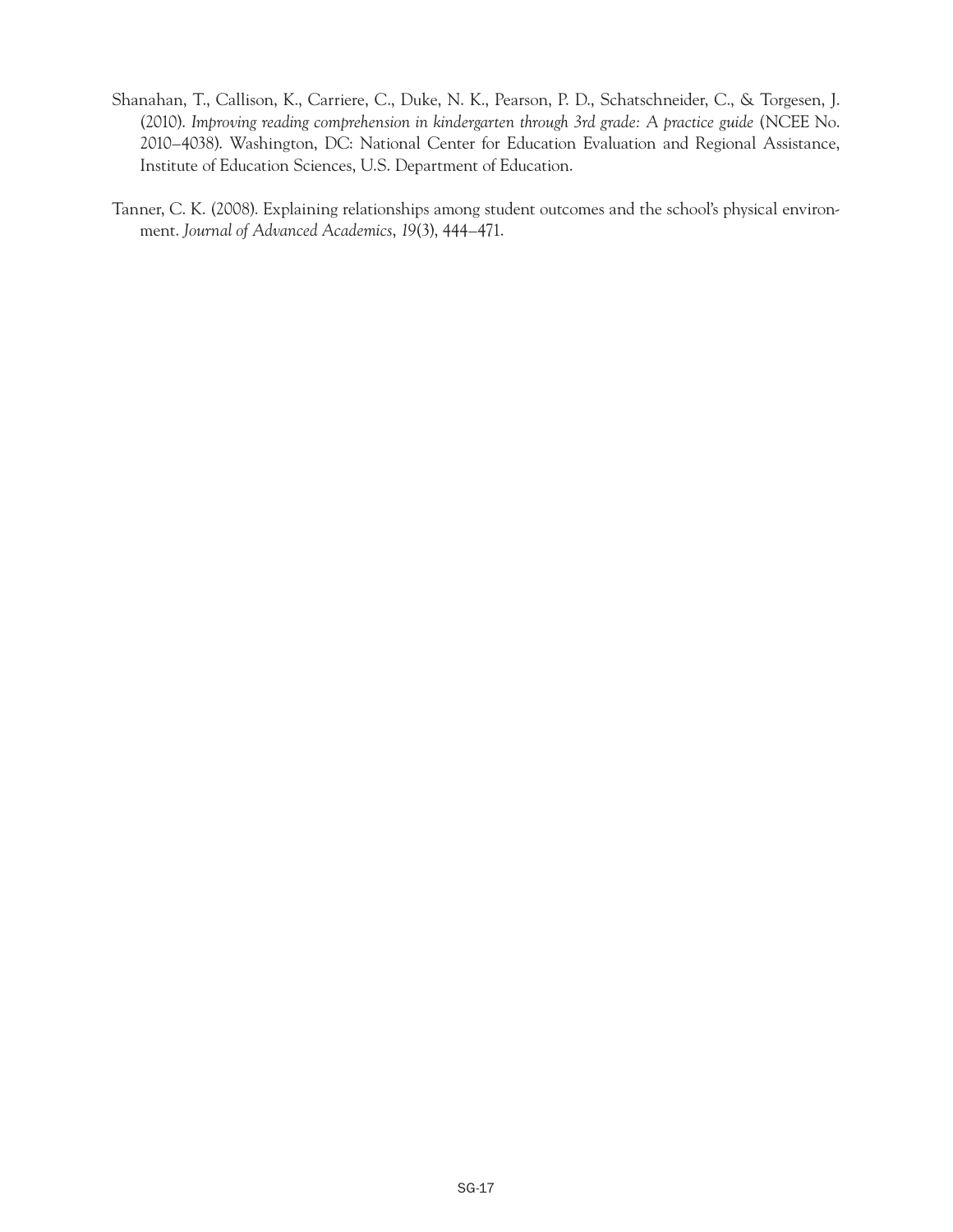Shanahan, T., Callison, K., Carriere, C., Duke, N. K., Pearson, P. D., Schatschneider, C., & Torgesen, J. (2010). *Improving reading comprehension in kindergarten through 3rd grade: A practice guide* (NCEE No. 2010–4038). Washington, DC: National Center for Education Evaluation and Regional Assistance, Institute of Education Sciences, U.S. Department of Education.

Tanner, C. K. (2008). Explaining relationships among student outcomes and the school's physical environment. *Journal of Advanced Academics*, *19*(3), 444–471.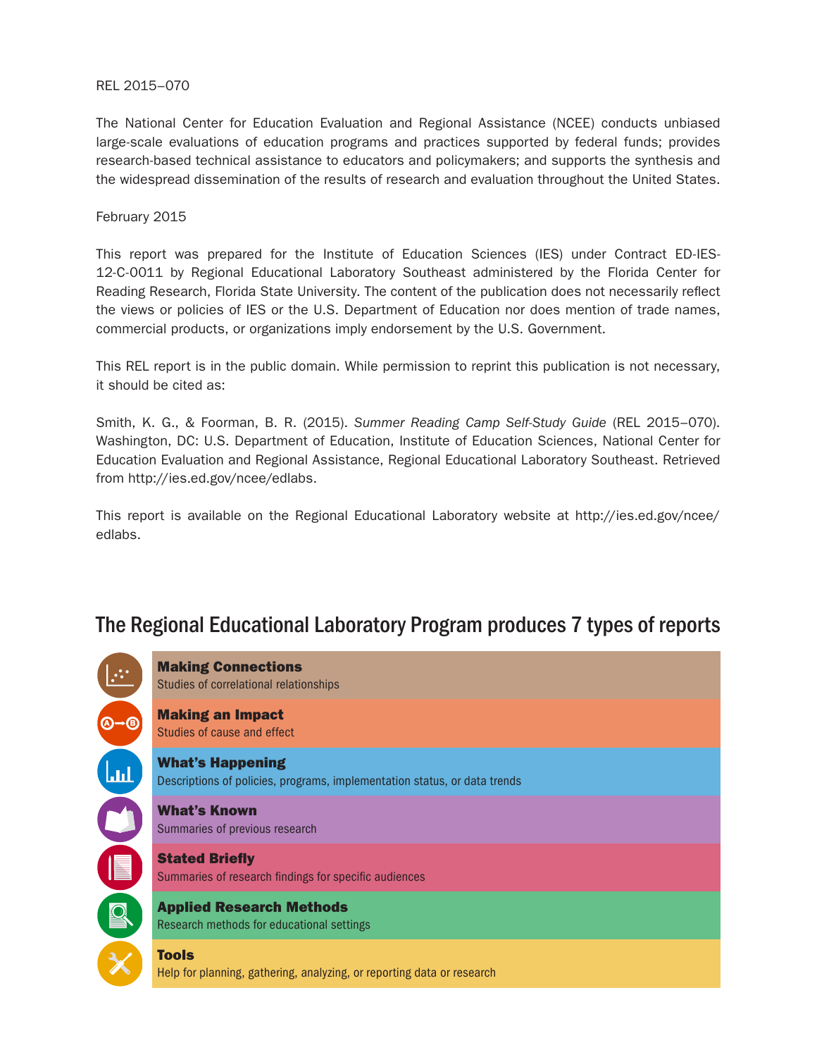REL 2015–070

The National Center for Education Evaluation and Regional Assistance (NCEE) conducts unbiased large-scale evaluations of education programs and practices supported by federal funds; provides research-based technical assistance to educators and policymakers; and supports the synthesis and the widespread dissemination of the results of research and evaluation throughout the United States.

February 2015

This report was prepared for the Institute of Education Sciences (IES) under Contract ED-IES-12-C-0011 by Regional Educational Laboratory Southeast administered by the Florida Center for Reading Research, Florida State University. The content of the publication does not necessarily reflect the views or policies of IES or the U.S. Department of Education nor does mention of trade names, commercial products, or organizations imply endorsement by the U.S. Government.

This REL report is in the public domain. While permission to reprint this publication is not necessary, it should be cited as:

Smith, K. G., & Foorman, B. R. (2015). *Summer Reading Camp Self-Study Guide* (REL 2015–070). Washington, DC: U.S. Department of Education, Institute of Education Sciences, National Center for Education Evaluation and Regional Assistance, Regional Educational Laboratory Southeast. Retrieved from http://ies.ed.gov/ncee/edlabs.

This report is available on the Regional Educational Laboratory website at http://ies.ed.gov/ncee/edlabs.

## The Regional Educational Laboratory Program produces 7 types of reports

**Making Connections**
Studies of correlational relationships

**Making an Impact**
Studies of cause and effect

**What's Happening**
Descriptions of policies, programs, implementation status, or data trends

**What's Known**
Summaries of previous research

**Stated Briefly**
Summaries of research findings for specific audiences

**Applied Research Methods**
Research methods for educational settings

**Tools**
Help for planning, gathering, analyzing, or reporting data or research